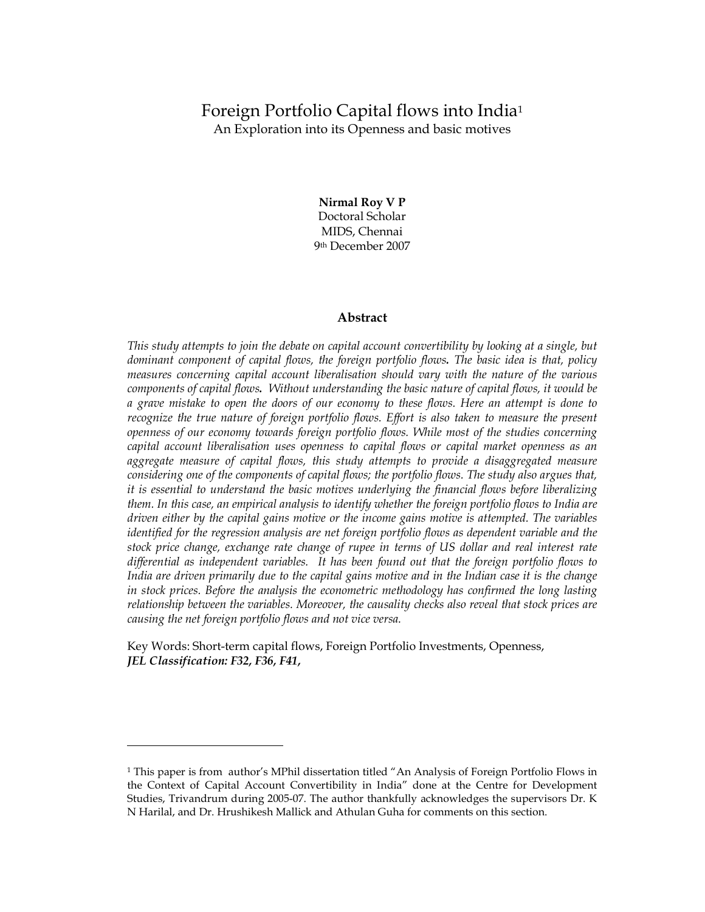# Foreign Portfolio Capital flows into India[1]

An Exploration into its Openness and basic motives

**Nirmal Roy V P**
Doctoral Scholar
MIDS, Chennai
9th December 2007

## Abstract

*This study attempts to join the debate on capital account convertibility by looking at a single, but dominant component of capital flows, the foreign portfolio flows. The basic idea is that, policy measures concerning capital account liberalisation should vary with the nature of the various components of capital flows. Without understanding the basic nature of capital flows, it would be a grave mistake to open the doors of our economy to these flows. Here an attempt is done to recognize the true nature of foreign portfolio flows. Effort is also taken to measure the present openness of our economy towards foreign portfolio flows. While most of the studies concerning capital account liberalisation uses openness to capital flows or capital market openness as an aggregate measure of capital flows, this study attempts to provide a disaggregated measure considering one of the components of capital flows; the portfolio flows. The study also argues that, it is essential to understand the basic motives underlying the financial flows before liberalizing them. In this case, an empirical analysis to identify whether the foreign portfolio flows to India are driven either by the capital gains motive or the income gains motive is attempted. The variables identified for the regression analysis are net foreign portfolio flows as dependent variable and the stock price change, exchange rate change of rupee in terms of US dollar and real interest rate differential as independent variables. It has been found out that the foreign portfolio flows to India are driven primarily due to the capital gains motive and in the Indian case it is the change in stock prices. Before the analysis the econometric methodology has confirmed the long lasting relationship between the variables. Moreover, the causality checks also reveal that stock prices are causing the net foreign portfolio flows and not vice versa.*

Key Words: Short-term capital flows, Foreign Portfolio Investments, Openness,
***JEL Classification: F32, F36, F41,***

---

[1] This paper is from author's MPhil dissertation titled "An Analysis of Foreign Portfolio Flows in the Context of Capital Account Convertibility in India" done at the Centre for Development Studies, Trivandrum during 2005-07. The author thankfully acknowledges the supervisors Dr. K N Harilal, and Dr. Hrushikesh Mallick and Athulan Guha for comments on this section.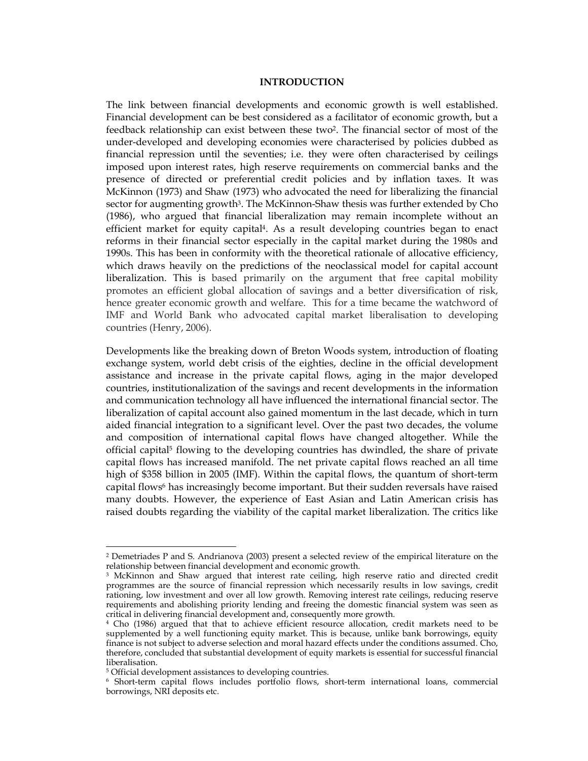## INTRODUCTION

The link between financial developments and economic growth is well established. Financial development can be best considered as a facilitator of economic growth, but a feedback relationship can exist between these two[2]. The financial sector of most of the under-developed and developing economies were characterised by policies dubbed as financial repression until the seventies; i.e. they were often characterised by ceilings imposed upon interest rates, high reserve requirements on commercial banks and the presence of directed or preferential credit policies and by inflation taxes. It was McKinnon (1973) and Shaw (1973) who advocated the need for liberalizing the financial sector for augmenting growth[3]. The McKinnon-Shaw thesis was further extended by Cho (1986), who argued that financial liberalization may remain incomplete without an efficient market for equity capital[4]. As a result developing countries began to enact reforms in their financial sector especially in the capital market during the 1980s and 1990s. This has been in conformity with the theoretical rationale of allocative efficiency, which draws heavily on the predictions of the neoclassical model for capital account liberalization. This is based primarily on the argument that free capital mobility promotes an efficient global allocation of savings and a better diversification of risk, hence greater economic growth and welfare. This for a time became the watchword of IMF and World Bank who advocated capital market liberalisation to developing countries (Henry, 2006).

Developments like the breaking down of Breton Woods system, introduction of floating exchange system, world debt crisis of the eighties, decline in the official development assistance and increase in the private capital flows, aging in the major developed countries, institutionalization of the savings and recent developments in the information and communication technology all have influenced the international financial sector. The liberalization of capital account also gained momentum in the last decade, which in turn aided financial integration to a significant level. Over the past two decades, the volume and composition of international capital flows have changed altogether. While the official capital[5] flowing to the developing countries has dwindled, the share of private capital flows has increased manifold. The net private capital flows reached an all time high of $358 billion in 2005 (IMF). Within the capital flows, the quantum of short-term capital flows[6] has increasingly become important. But their sudden reversals have raised many doubts. However, the experience of East Asian and Latin American crisis has raised doubts regarding the viability of the capital market liberalization. The critics like

---

[2] Demetriades P and S. Andrianova (2003) present a selected review of the empirical literature on the relationship between financial development and economic growth.

[3] McKinnon and Shaw argued that interest rate ceiling, high reserve ratio and directed credit programmes are the source of financial repression which necessarily results in low savings, credit rationing, low investment and over all low growth. Removing interest rate ceilings, reducing reserve requirements and abolishing priority lending and freeing the domestic financial system was seen as critical in delivering financial development and, consequently more growth.

[4] Cho (1986) argued that that to achieve efficient resource allocation, credit markets need to be supplemented by a well functioning equity market. This is because, unlike bank borrowings, equity finance is not subject to adverse selection and moral hazard effects under the conditions assumed. Cho, therefore, concluded that substantial development of equity markets is essential for successful financial liberalisation.

[5] Official development assistances to developing countries.

[6] Short-term capital flows includes portfolio flows, short-term international loans, commercial borrowings, NRI deposits etc.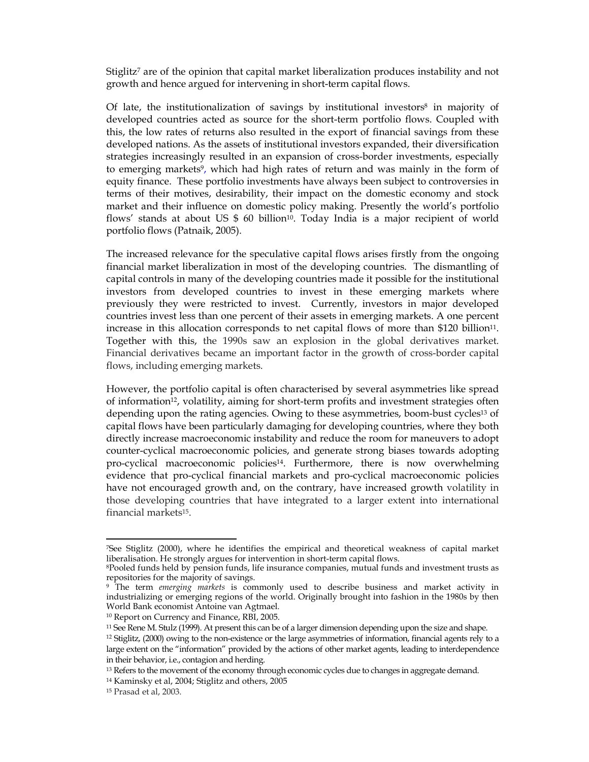Stiglitz[7] are of the opinion that capital market liberalization produces instability and not growth and hence argued for intervening in short-term capital flows.

Of late, the institutionalization of savings by institutional investors[8] in majority of developed countries acted as source for the short-term portfolio flows. Coupled with this, the low rates of returns also resulted in the export of financial savings from these developed nations. As the assets of institutional investors expanded, their diversification strategies increasingly resulted in an expansion of cross-border investments, especially to emerging markets[9], which had high rates of return and was mainly in the form of equity finance. These portfolio investments have always been subject to controversies in terms of their motives, desirability, their impact on the domestic economy and stock market and their influence on domestic policy making. Presently the world's portfolio flows' stands at about US $ 60 billion[10]. Today India is a major recipient of world portfolio flows (Patnaik, 2005).

The increased relevance for the speculative capital flows arises firstly from the ongoing financial market liberalization in most of the developing countries. The dismantling of capital controls in many of the developing countries made it possible for the institutional investors from developed countries to invest in these emerging markets where previously they were restricted to invest. Currently, investors in major developed countries invest less than one percent of their assets in emerging markets. A one percent increase in this allocation corresponds to net capital flows of more than $120 billion[11]. Together with this, the 1990s saw an explosion in the global derivatives market. Financial derivatives became an important factor in the growth of cross-border capital flows, including emerging markets.

However, the portfolio capital is often characterised by several asymmetries like spread of information[12], volatility, aiming for short-term profits and investment strategies often depending upon the rating agencies. Owing to these asymmetries, boom-bust cycles[13] of capital flows have been particularly damaging for developing countries, where they both directly increase macroeconomic instability and reduce the room for maneuvers to adopt counter-cyclical macroeconomic policies, and generate strong biases towards adopting pro-cyclical macroeconomic policies[14]. Furthermore, there is now overwhelming evidence that pro-cyclical financial markets and pro-cyclical macroeconomic policies have not encouraged growth and, on the contrary, have increased growth volatility in those developing countries that have integrated to a larger extent into international financial markets[15].

---

[7] See Stiglitz (2000), where he identifies the empirical and theoretical weakness of capital market liberalisation. He strongly argues for intervention in short-term capital flows.

[8] Pooled funds held by pension funds, life insurance companies, mutual funds and investment trusts as repositories for the majority of savings.

[9] The term *emerging markets* is commonly used to describe business and market activity in industrializing or emerging regions of the world. Originally brought into fashion in the 1980s by then World Bank economist Antoine van Agtmael.

[10] Report on Currency and Finance, RBI, 2005.

[11] See Rene M. Stulz (1999). At present this can be of a larger dimension depending upon the size and shape.

[12] Stiglitz, (2000) owing to the non-existence or the large asymmetries of information, financial agents rely to a large extent on the "information" provided by the actions of other market agents, leading to interdependence in their behavior, i.e., contagion and herding.

[13] Refers to the movement of the economy through economic cycles due to changes in aggregate demand.

[14] Kaminsky et al, 2004; Stiglitz and others, 2005

[15] Prasad et al, 2003.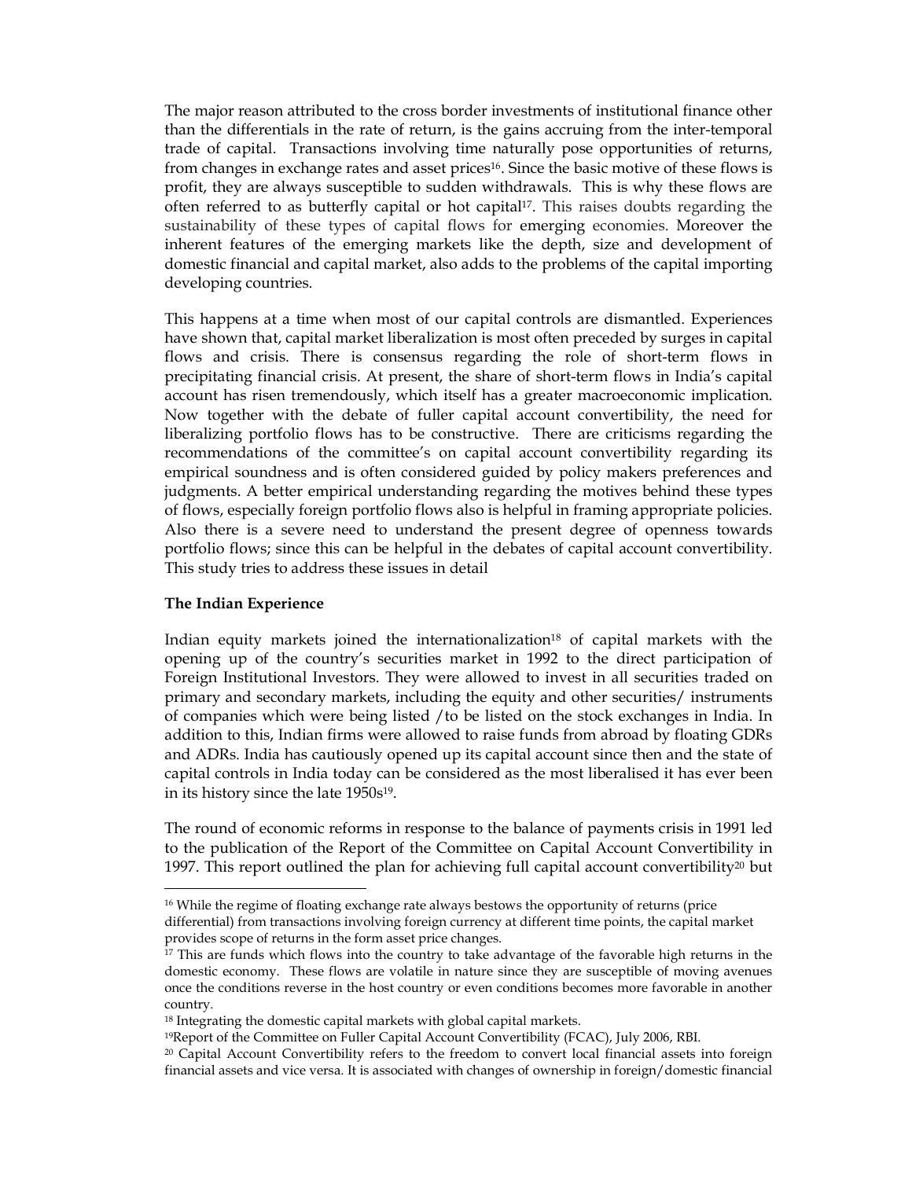The major reason attributed to the cross border investments of institutional finance other than the differentials in the rate of return, is the gains accruing from the inter-temporal trade of capital. Transactions involving time naturally pose opportunities of returns, from changes in exchange rates and asset prices[16]. Since the basic motive of these flows is profit, they are always susceptible to sudden withdrawals. This is why these flows are often referred to as butterfly capital or hot capital[17]. This raises doubts regarding the sustainability of these types of capital flows for emerging economies. Moreover the inherent features of the emerging markets like the depth, size and development of domestic financial and capital market, also adds to the problems of the capital importing developing countries.

This happens at a time when most of our capital controls are dismantled. Experiences have shown that, capital market liberalization is most often preceded by surges in capital flows and crisis. There is consensus regarding the role of short-term flows in precipitating financial crisis. At present, the share of short-term flows in India's capital account has risen tremendously, which itself has a greater macroeconomic implication. Now together with the debate of fuller capital account convertibility, the need for liberalizing portfolio flows has to be constructive. There are criticisms regarding the recommendations of the committee's on capital account convertibility regarding its empirical soundness and is often considered guided by policy makers preferences and judgments. A better empirical understanding regarding the motives behind these types of flows, especially foreign portfolio flows also is helpful in framing appropriate policies. Also there is a severe need to understand the present degree of openness towards portfolio flows; since this can be helpful in the debates of capital account convertibility. This study tries to address these issues in detail

**The Indian Experience**

Indian equity markets joined the internationalization[18] of capital markets with the opening up of the country's securities market in 1992 to the direct participation of Foreign Institutional Investors. They were allowed to invest in all securities traded on primary and secondary markets, including the equity and other securities/ instruments of companies which were being listed /to be listed on the stock exchanges in India. In addition to this, Indian firms were allowed to raise funds from abroad by floating GDRs and ADRs. India has cautiously opened up its capital account since then and the state of capital controls in India today can be considered as the most liberalised it has ever been in its history since the late 1950s[19].

The round of economic reforms in response to the balance of payments crisis in 1991 led to the publication of the Report of the Committee on Capital Account Convertibility in 1997. This report outlined the plan for achieving full capital account convertibility[20] but

---

[16] While the regime of floating exchange rate always bestows the opportunity of returns (price differential) from transactions involving foreign currency at different time points, the capital market provides scope of returns in the form asset price changes.

[17] This are funds which flows into the country to take advantage of the favorable high returns in the domestic economy. These flows are volatile in nature since they are susceptible of moving avenues once the conditions reverse in the host country or even conditions becomes more favorable in another country.

[18] Integrating the domestic capital markets with global capital markets.

[19] Report of the Committee on Fuller Capital Account Convertibility (FCAC), July 2006, RBI.

[20] Capital Account Convertibility refers to the freedom to convert local financial assets into foreign financial assets and vice versa. It is associated with changes of ownership in foreign/domestic financial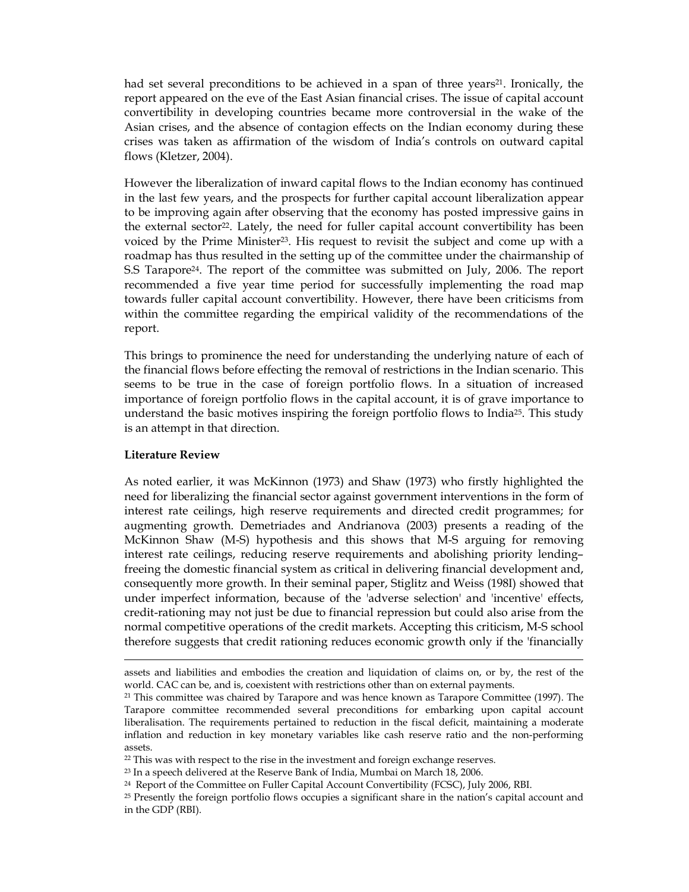had set several preconditions to be achieved in a span of three years[21]. Ironically, the report appeared on the eve of the East Asian financial crises. The issue of capital account convertibility in developing countries became more controversial in the wake of the Asian crises, and the absence of contagion effects on the Indian economy during these crises was taken as affirmation of the wisdom of India's controls on outward capital flows (Kletzer, 2004).

However the liberalization of inward capital flows to the Indian economy has continued in the last few years, and the prospects for further capital account liberalization appear to be improving again after observing that the economy has posted impressive gains in the external sector[22]. Lately, the need for fuller capital account convertibility has been voiced by the Prime Minister[23]. His request to revisit the subject and come up with a roadmap has thus resulted in the setting up of the committee under the chairmanship of S.S Tarapore[24]. The report of the committee was submitted on July, 2006. The report recommended a five year time period for successfully implementing the road map towards fuller capital account convertibility. However, there have been criticisms from within the committee regarding the empirical validity of the recommendations of the report.

This brings to prominence the need for understanding the underlying nature of each of the financial flows before effecting the removal of restrictions in the Indian scenario. This seems to be true in the case of foreign portfolio flows. In a situation of increased importance of foreign portfolio flows in the capital account, it is of grave importance to understand the basic motives inspiring the foreign portfolio flows to India[25]. This study is an attempt in that direction.

**Literature Review**

As noted earlier, it was McKinnon (1973) and Shaw (1973) who firstly highlighted the need for liberalizing the financial sector against government interventions in the form of interest rate ceilings, high reserve requirements and directed credit programmes; for augmenting growth. Demetriades and Andrianova (2003) presents a reading of the McKinnon Shaw (M-S) hypothesis and this shows that M-S arguing for removing interest rate ceilings, reducing reserve requirements and abolishing priority lending–freeing the domestic financial system as critical in delivering financial development and, consequently more growth. In their seminal paper, Stiglitz and Weiss (198I) showed that under imperfect information, because of the 'adverse selection' and 'incentive' effects, credit-rationing may not just be due to financial repression but could also arise from the normal competitive operations of the credit markets. Accepting this criticism, M-S school therefore suggests that credit rationing reduces economic growth only if the 'financially

---

assets and liabilities and embodies the creation and liquidation of claims on, or by, the rest of the world. CAC can be, and is, coexistent with restrictions other than on external payments.

[21] This committee was chaired by Tarapore and was hence known as Tarapore Committee (1997). The Tarapore committee recommended several preconditions for embarking upon capital account liberalisation. The requirements pertained to reduction in the fiscal deficit, maintaining a moderate inflation and reduction in key monetary variables like cash reserve ratio and the non-performing assets.

[22] This was with respect to the rise in the investment and foreign exchange reserves.

[23] In a speech delivered at the Reserve Bank of India, Mumbai on March 18, 2006.

[24] Report of the Committee on Fuller Capital Account Convertibility (FCSC), July 2006, RBI.

[25] Presently the foreign portfolio flows occupies a significant share in the nation's capital account and in the GDP (RBI).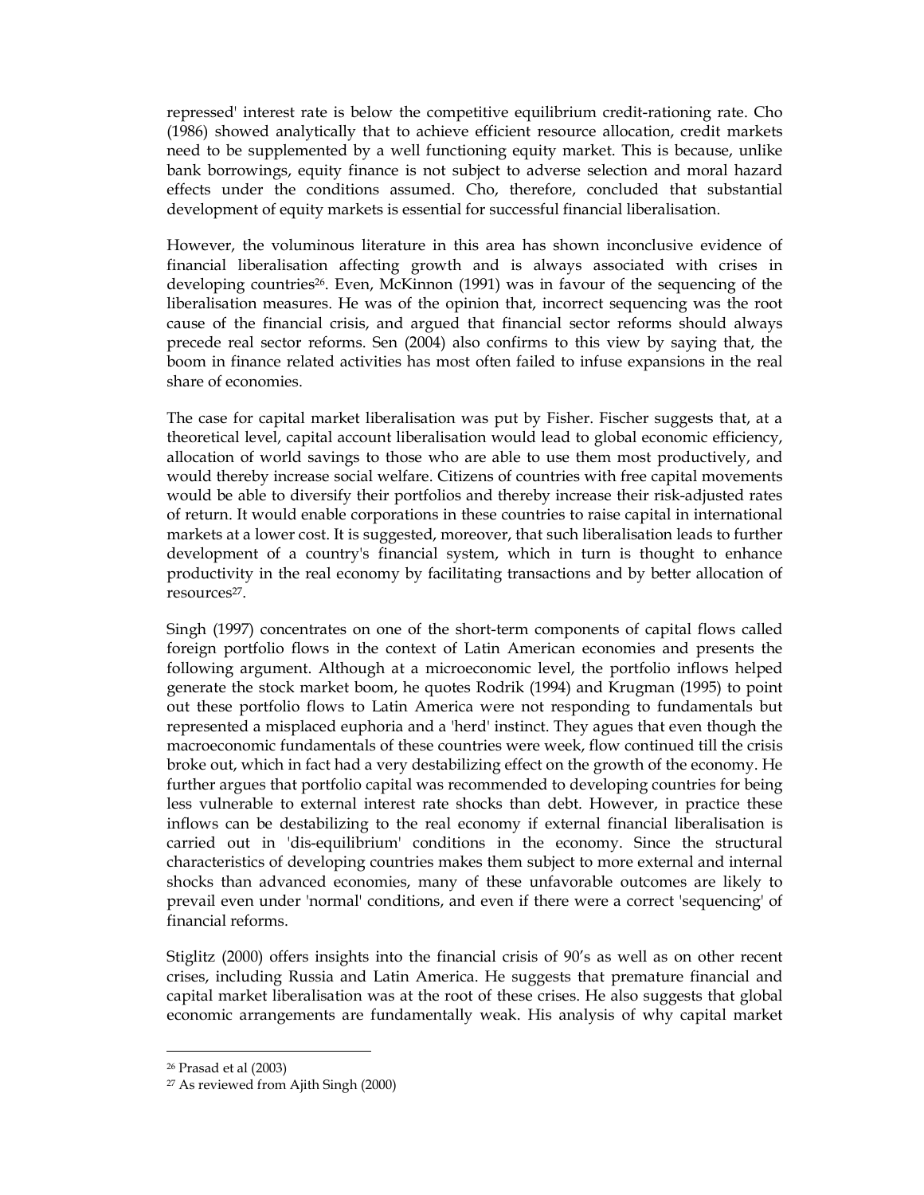repressed' interest rate is below the competitive equilibrium credit-rationing rate. Cho (1986) showed analytically that to achieve efficient resource allocation, credit markets need to be supplemented by a well functioning equity market. This is because, unlike bank borrowings, equity finance is not subject to adverse selection and moral hazard effects under the conditions assumed. Cho, therefore, concluded that substantial development of equity markets is essential for successful financial liberalisation.

However, the voluminous literature in this area has shown inconclusive evidence of financial liberalisation affecting growth and is always associated with crises in developing countries[26]. Even, McKinnon (1991) was in favour of the sequencing of the liberalisation measures. He was of the opinion that, incorrect sequencing was the root cause of the financial crisis, and argued that financial sector reforms should always precede real sector reforms. Sen (2004) also confirms to this view by saying that, the boom in finance related activities has most often failed to infuse expansions in the real share of economies.

The case for capital market liberalisation was put by Fisher. Fischer suggests that, at a theoretical level, capital account liberalisation would lead to global economic efficiency, allocation of world savings to those who are able to use them most productively, and would thereby increase social welfare. Citizens of countries with free capital movements would be able to diversify their portfolios and thereby increase their risk-adjusted rates of return. It would enable corporations in these countries to raise capital in international markets at a lower cost. It is suggested, moreover, that such liberalisation leads to further development of a country's financial system, which in turn is thought to enhance productivity in the real economy by facilitating transactions and by better allocation of resources[27].

Singh (1997) concentrates on one of the short-term components of capital flows called foreign portfolio flows in the context of Latin American economies and presents the following argument. Although at a microeconomic level, the portfolio inflows helped generate the stock market boom, he quotes Rodrik (1994) and Krugman (1995) to point out these portfolio flows to Latin America were not responding to fundamentals but represented a misplaced euphoria and a 'herd' instinct. They agues that even though the macroeconomic fundamentals of these countries were week, flow continued till the crisis broke out, which in fact had a very destabilizing effect on the growth of the economy. He further argues that portfolio capital was recommended to developing countries for being less vulnerable to external interest rate shocks than debt. However, in practice these inflows can be destabilizing to the real economy if external financial liberalisation is carried out in 'dis-equilibrium' conditions in the economy. Since the structural characteristics of developing countries makes them subject to more external and internal shocks than advanced economies, many of these unfavorable outcomes are likely to prevail even under 'normal' conditions, and even if there were a correct 'sequencing' of financial reforms.

Stiglitz (2000) offers insights into the financial crisis of 90's as well as on other recent crises, including Russia and Latin America. He suggests that premature financial and capital market liberalisation was at the root of these crises. He also suggests that global economic arrangements are fundamentally weak. His analysis of why capital market

---

[26] Prasad et al (2003)

[27] As reviewed from Ajith Singh (2000)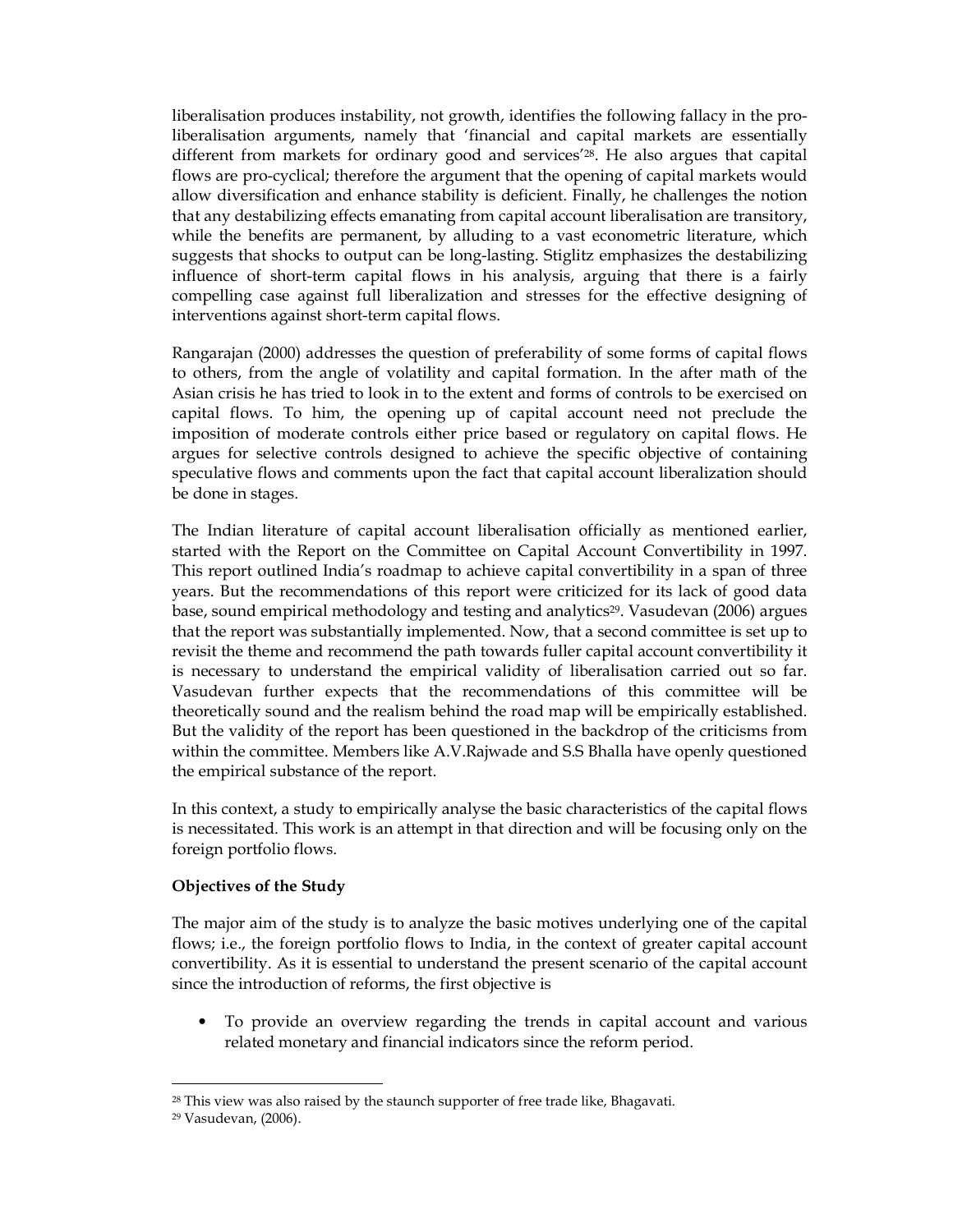liberalisation produces instability, not growth, identifies the following fallacy in the pro-liberalisation arguments, namely that 'financial and capital markets are essentially different from markets for ordinary good and services'[28]. He also argues that capital flows are pro-cyclical; therefore the argument that the opening of capital markets would allow diversification and enhance stability is deficient. Finally, he challenges the notion that any destabilizing effects emanating from capital account liberalisation are transitory, while the benefits are permanent, by alluding to a vast econometric literature, which suggests that shocks to output can be long-lasting. Stiglitz emphasizes the destabilizing influence of short-term capital flows in his analysis, arguing that there is a fairly compelling case against full liberalization and stresses for the effective designing of interventions against short-term capital flows.

Rangarajan (2000) addresses the question of preferability of some forms of capital flows to others, from the angle of volatility and capital formation. In the after math of the Asian crisis he has tried to look in to the extent and forms of controls to be exercised on capital flows. To him, the opening up of capital account need not preclude the imposition of moderate controls either price based or regulatory on capital flows. He argues for selective controls designed to achieve the specific objective of containing speculative flows and comments upon the fact that capital account liberalization should be done in stages.

The Indian literature of capital account liberalisation officially as mentioned earlier, started with the Report on the Committee on Capital Account Convertibility in 1997. This report outlined India's roadmap to achieve capital convertibility in a span of three years. But the recommendations of this report were criticized for its lack of good data base, sound empirical methodology and testing and analytics[29]. Vasudevan (2006) argues that the report was substantially implemented. Now, that a second committee is set up to revisit the theme and recommend the path towards fuller capital account convertibility it is necessary to understand the empirical validity of liberalisation carried out so far. Vasudevan further expects that the recommendations of this committee will be theoretically sound and the realism behind the road map will be empirically established. But the validity of the report has been questioned in the backdrop of the criticisms from within the committee. Members like A.V.Rajwade and S.S Bhalla have openly questioned the empirical substance of the report.

In this context, a study to empirically analyse the basic characteristics of the capital flows is necessitated. This work is an attempt in that direction and will be focusing only on the foreign portfolio flows.

**Objectives of the Study**

The major aim of the study is to analyze the basic motives underlying one of the capital flows; i.e., the foreign portfolio flows to India, in the context of greater capital account convertibility. As it is essential to understand the present scenario of the capital account since the introduction of reforms, the first objective is

- To provide an overview regarding the trends in capital account and various related monetary and financial indicators since the reform period.

[28] This view was also raised by the staunch supporter of free trade like, Bhagavati.

[29] Vasudevan, (2006).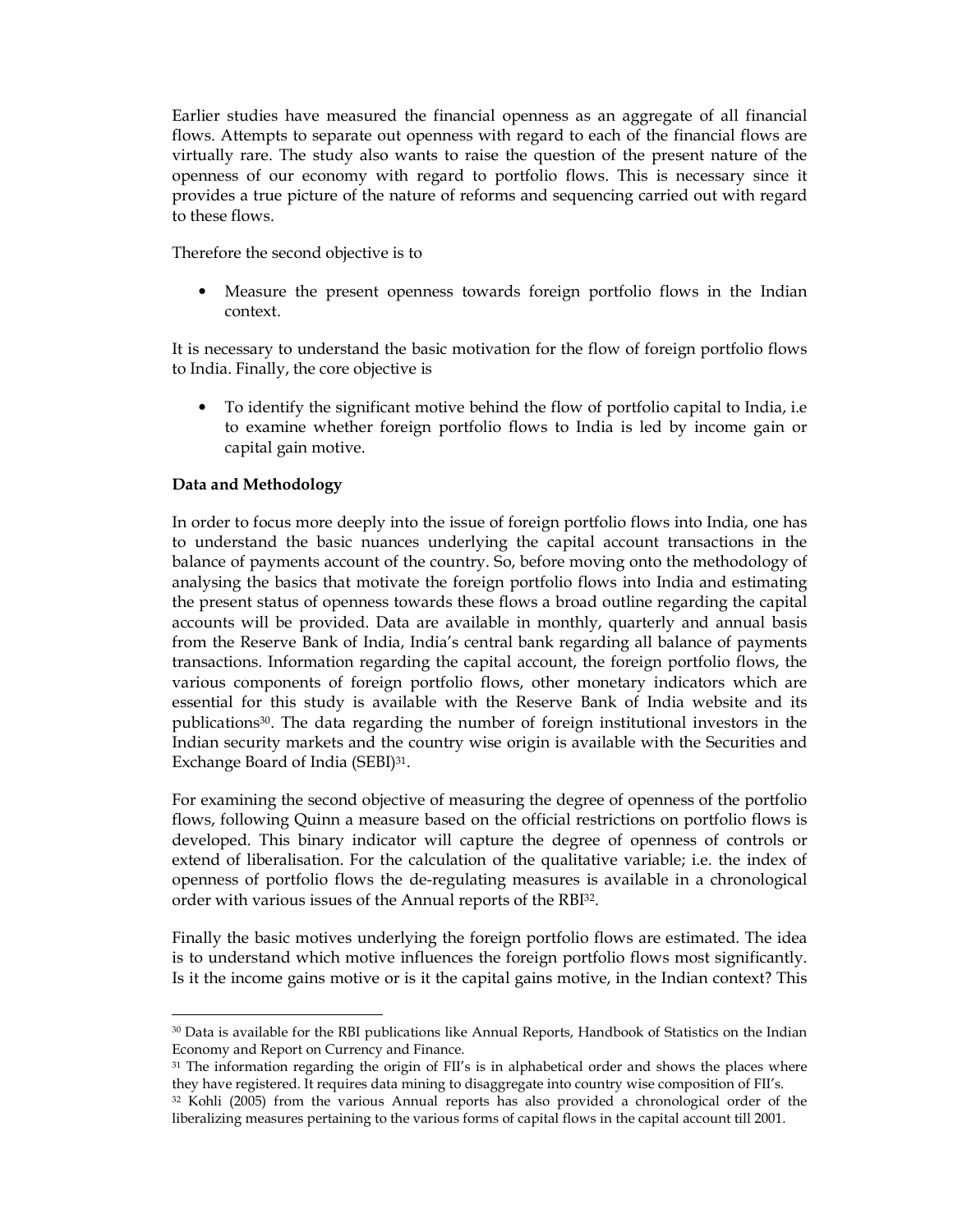Earlier studies have measured the financial openness as an aggregate of all financial flows. Attempts to separate out openness with regard to each of the financial flows are virtually rare. The study also wants to raise the question of the present nature of the openness of our economy with regard to portfolio flows. This is necessary since it provides a true picture of the nature of reforms and sequencing carried out with regard to these flows.

Therefore the second objective is to

- Measure the present openness towards foreign portfolio flows in the Indian context.

It is necessary to understand the basic motivation for the flow of foreign portfolio flows to India. Finally, the core objective is

- To identify the significant motive behind the flow of portfolio capital to India, i.e to examine whether foreign portfolio flows to India is led by income gain or capital gain motive.

**Data and Methodology**

In order to focus more deeply into the issue of foreign portfolio flows into India, one has to understand the basic nuances underlying the capital account transactions in the balance of payments account of the country. So, before moving onto the methodology of analysing the basics that motivate the foreign portfolio flows into India and estimating the present status of openness towards these flows a broad outline regarding the capital accounts will be provided. Data are available in monthly, quarterly and annual basis from the Reserve Bank of India, India's central bank regarding all balance of payments transactions. Information regarding the capital account, the foreign portfolio flows, the various components of foreign portfolio flows, other monetary indicators which are essential for this study is available with the Reserve Bank of India website and its publications[30]. The data regarding the number of foreign institutional investors in the Indian security markets and the country wise origin is available with the Securities and Exchange Board of India (SEBI)[31].

For examining the second objective of measuring the degree of openness of the portfolio flows, following Quinn a measure based on the official restrictions on portfolio flows is developed. This binary indicator will capture the degree of openness of controls or extend of liberalisation. For the calculation of the qualitative variable; i.e. the index of openness of portfolio flows the de-regulating measures is available in a chronological order with various issues of the Annual reports of the RBI[32].

Finally the basic motives underlying the foreign portfolio flows are estimated. The idea is to understand which motive influences the foreign portfolio flows most significantly. Is it the income gains motive or is it the capital gains motive, in the Indian context? This

---

[30] Data is available for the RBI publications like Annual Reports, Handbook of Statistics on the Indian Economy and Report on Currency and Finance.

[31] The information regarding the origin of FII's is in alphabetical order and shows the places where they have registered. It requires data mining to disaggregate into country wise composition of FII's.

[32] Kohli (2005) from the various Annual reports has also provided a chronological order of the liberalizing measures pertaining to the various forms of capital flows in the capital account till 2001.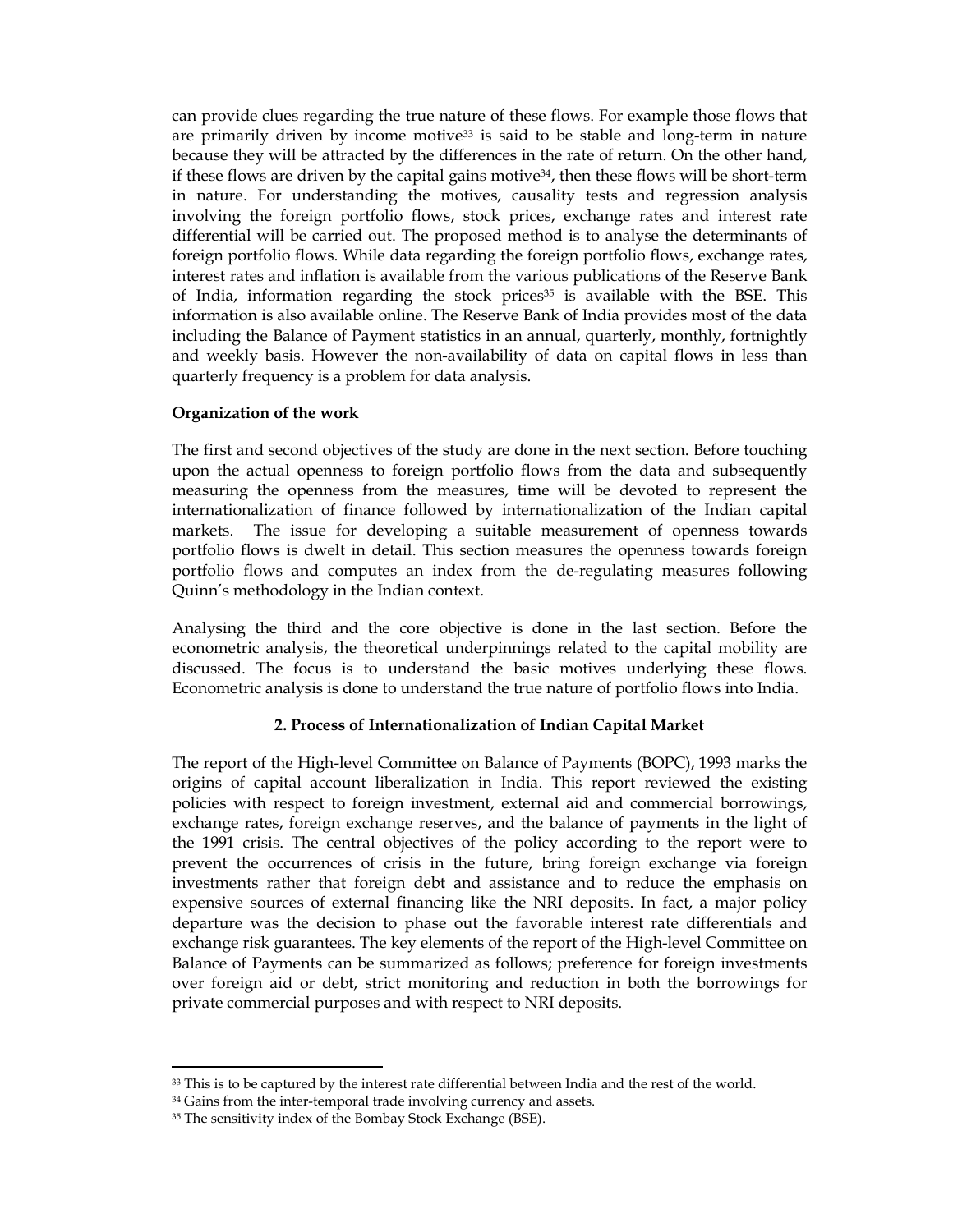can provide clues regarding the true nature of these flows. For example those flows that are primarily driven by income motive[33] is said to be stable and long-term in nature because they will be attracted by the differences in the rate of return. On the other hand, if these flows are driven by the capital gains motive[34], then these flows will be short-term in nature. For understanding the motives, causality tests and regression analysis involving the foreign portfolio flows, stock prices, exchange rates and interest rate differential will be carried out. The proposed method is to analyse the determinants of foreign portfolio flows. While data regarding the foreign portfolio flows, exchange rates, interest rates and inflation is available from the various publications of the Reserve Bank of India, information regarding the stock prices[35] is available with the BSE. This information is also available online. The Reserve Bank of India provides most of the data including the Balance of Payment statistics in an annual, quarterly, monthly, fortnightly and weekly basis. However the non-availability of data on capital flows in less than quarterly frequency is a problem for data analysis.

**Organization of the work**

The first and second objectives of the study are done in the next section. Before touching upon the actual openness to foreign portfolio flows from the data and subsequently measuring the openness from the measures, time will be devoted to represent the internationalization of finance followed by internationalization of the Indian capital markets. The issue for developing a suitable measurement of openness towards portfolio flows is dwelt in detail. This section measures the openness towards foreign portfolio flows and computes an index from the de-regulating measures following Quinn's methodology in the Indian context.

Analysing the third and the core objective is done in the last section. Before the econometric analysis, the theoretical underpinnings related to the capital mobility are discussed. The focus is to understand the basic motives underlying these flows. Econometric analysis is done to understand the true nature of portfolio flows into India.

## 2. Process of Internationalization of Indian Capital Market

The report of the High-level Committee on Balance of Payments (BOPC), 1993 marks the origins of capital account liberalization in India. This report reviewed the existing policies with respect to foreign investment, external aid and commercial borrowings, exchange rates, foreign exchange reserves, and the balance of payments in the light of the 1991 crisis. The central objectives of the policy according to the report were to prevent the occurrences of crisis in the future, bring foreign exchange via foreign investments rather that foreign debt and assistance and to reduce the emphasis on expensive sources of external financing like the NRI deposits. In fact, a major policy departure was the decision to phase out the favorable interest rate differentials and exchange risk guarantees. The key elements of the report of the High-level Committee on Balance of Payments can be summarized as follows; preference for foreign investments over foreign aid or debt, strict monitoring and reduction in both the borrowings for private commercial purposes and with respect to NRI deposits.

---

[33] This is to be captured by the interest rate differential between India and the rest of the world.

[34] Gains from the inter-temporal trade involving currency and assets.

[35] The sensitivity index of the Bombay Stock Exchange (BSE).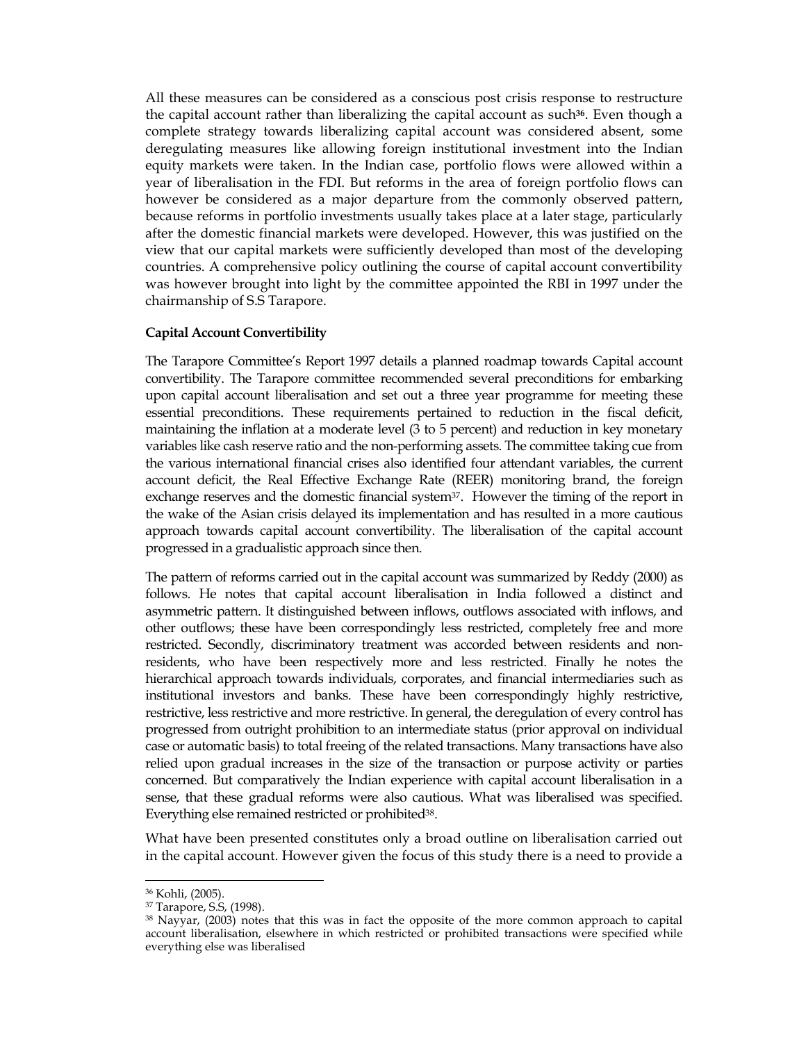All these measures can be considered as a conscious post crisis response to restructure the capital account rather than liberalizing the capital account as such[36]. Even though a complete strategy towards liberalizing capital account was considered absent, some deregulating measures like allowing foreign institutional investment into the Indian equity markets were taken. In the Indian case, portfolio flows were allowed within a year of liberalisation in the FDI. But reforms in the area of foreign portfolio flows can however be considered as a major departure from the commonly observed pattern, because reforms in portfolio investments usually takes place at a later stage, particularly after the domestic financial markets were developed. However, this was justified on the view that our capital markets were sufficiently developed than most of the developing countries. A comprehensive policy outlining the course of capital account convertibility was however brought into light by the committee appointed the RBI in 1997 under the chairmanship of S.S Tarapore.

**Capital Account Convertibility**

The Tarapore Committee's Report 1997 details a planned roadmap towards Capital account convertibility. The Tarapore committee recommended several preconditions for embarking upon capital account liberalisation and set out a three year programme for meeting these essential preconditions. These requirements pertained to reduction in the fiscal deficit, maintaining the inflation at a moderate level (3 to 5 percent) and reduction in key monetary variables like cash reserve ratio and the non-performing assets. The committee taking cue from the various international financial crises also identified four attendant variables, the current account deficit, the Real Effective Exchange Rate (REER) monitoring brand, the foreign exchange reserves and the domestic financial system[37]. However the timing of the report in the wake of the Asian crisis delayed its implementation and has resulted in a more cautious approach towards capital account convertibility. The liberalisation of the capital account progressed in a gradualistic approach since then.

The pattern of reforms carried out in the capital account was summarized by Reddy (2000) as follows. He notes that capital account liberalisation in India followed a distinct and asymmetric pattern. It distinguished between inflows, outflows associated with inflows, and other outflows; these have been correspondingly less restricted, completely free and more restricted. Secondly, discriminatory treatment was accorded between residents and non-residents, who have been respectively more and less restricted. Finally he notes the hierarchical approach towards individuals, corporates, and financial intermediaries such as institutional investors and banks. These have been correspondingly highly restrictive, restrictive, less restrictive and more restrictive. In general, the deregulation of every control has progressed from outright prohibition to an intermediate status (prior approval on individual case or automatic basis) to total freeing of the related transactions. Many transactions have also relied upon gradual increases in the size of the transaction or purpose activity or parties concerned. But comparatively the Indian experience with capital account liberalisation in a sense, that these gradual reforms were also cautious. What was liberalised was specified. Everything else remained restricted or prohibited[38].

What have been presented constitutes only a broad outline on liberalisation carried out in the capital account. However given the focus of this study there is a need to provide a

---

[36] Kohli, (2005).

[37] Tarapore, S.S, (1998).

[38] Nayyar, (2003) notes that this was in fact the opposite of the more common approach to capital account liberalisation, elsewhere in which restricted or prohibited transactions were specified while everything else was liberalised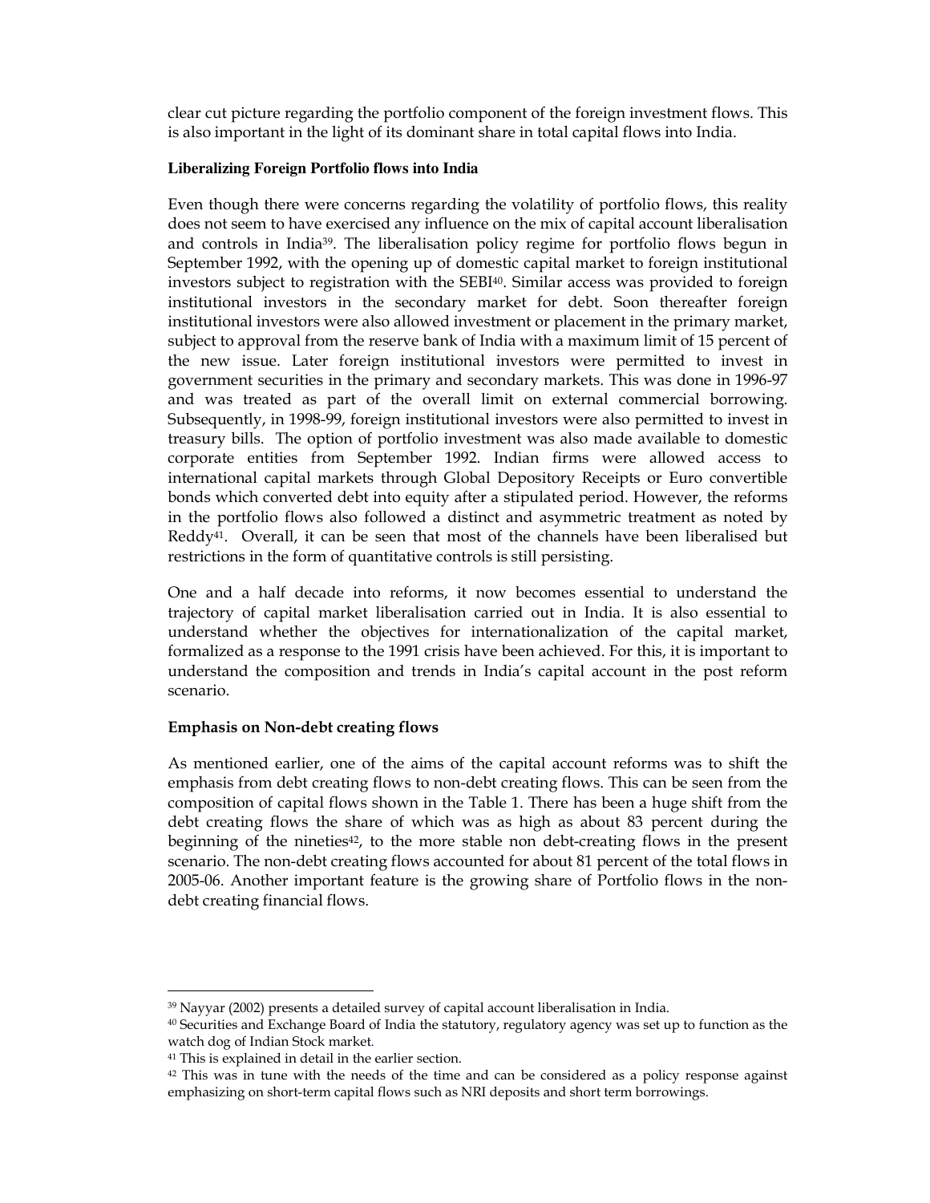clear cut picture regarding the portfolio component of the foreign investment flows. This is also important in the light of its dominant share in total capital flows into India.

**Liberalizing Foreign Portfolio flows into India**

Even though there were concerns regarding the volatility of portfolio flows, this reality does not seem to have exercised any influence on the mix of capital account liberalisation and controls in India[39]. The liberalisation policy regime for portfolio flows begun in September 1992, with the opening up of domestic capital market to foreign institutional investors subject to registration with the SEBI[40]. Similar access was provided to foreign institutional investors in the secondary market for debt. Soon thereafter foreign institutional investors were also allowed investment or placement in the primary market, subject to approval from the reserve bank of India with a maximum limit of 15 percent of the new issue. Later foreign institutional investors were permitted to invest in government securities in the primary and secondary markets. This was done in 1996-97 and was treated as part of the overall limit on external commercial borrowing. Subsequently, in 1998-99, foreign institutional investors were also permitted to invest in treasury bills. The option of portfolio investment was also made available to domestic corporate entities from September 1992. Indian firms were allowed access to international capital markets through Global Depository Receipts or Euro convertible bonds which converted debt into equity after a stipulated period. However, the reforms in the portfolio flows also followed a distinct and asymmetric treatment as noted by Reddy[41]. Overall, it can be seen that most of the channels have been liberalised but restrictions in the form of quantitative controls is still persisting.

One and a half decade into reforms, it now becomes essential to understand the trajectory of capital market liberalisation carried out in India. It is also essential to understand whether the objectives for internationalization of the capital market, formalized as a response to the 1991 crisis have been achieved. For this, it is important to understand the composition and trends in India's capital account in the post reform scenario.

**Emphasis on Non-debt creating flows**

As mentioned earlier, one of the aims of the capital account reforms was to shift the emphasis from debt creating flows to non-debt creating flows. This can be seen from the composition of capital flows shown in the Table 1. There has been a huge shift from the debt creating flows the share of which was as high as about 83 percent during the beginning of the nineties[42], to the more stable non debt-creating flows in the present scenario. The non-debt creating flows accounted for about 81 percent of the total flows in 2005-06. Another important feature is the growing share of Portfolio flows in the non-debt creating financial flows.

---

[39] Nayyar (2002) presents a detailed survey of capital account liberalisation in India.

[40] Securities and Exchange Board of India the statutory, regulatory agency was set up to function as the watch dog of Indian Stock market.

[41] This is explained in detail in the earlier section.

[42] This was in tune with the needs of the time and can be considered as a policy response against emphasizing on short-term capital flows such as NRI deposits and short term borrowings.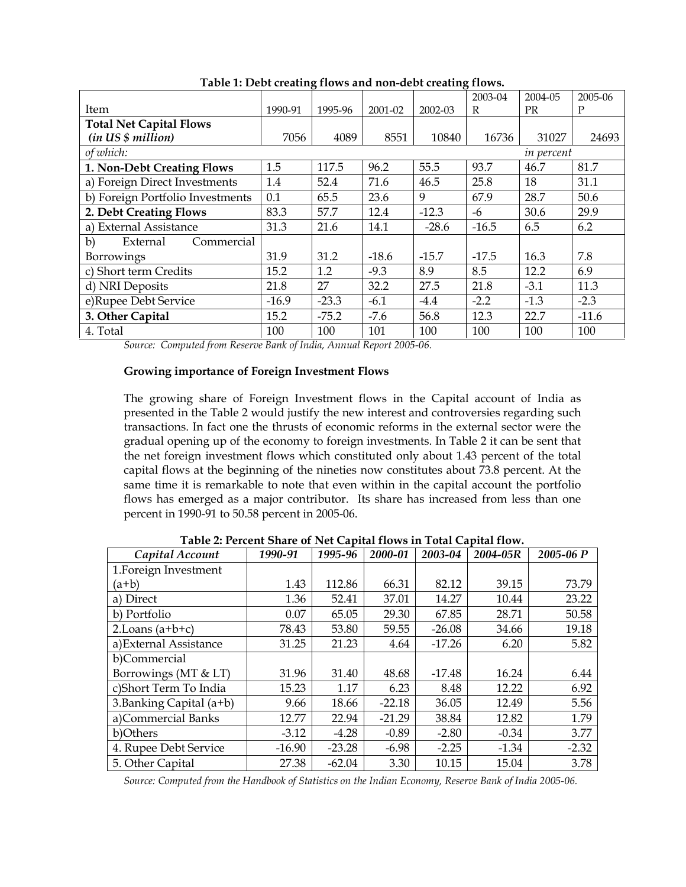**Table 1: Debt creating flows and non-debt creating flows.**

| Item | 1990-91 | 1995-96 | 2001-02 | 2002-03 | 2003-04 R | 2004-05 PR | 2005-06 P |
|---|---|---|---|---|---|---|---|
| **Total Net Capital Flows** ***(in US $ million)*** | 7056 | 4089 | 8551 | 10840 | 16736 | 31027 | 24693 |
| *of which:* | | | | | | *in percent* | |
| **1. Non-Debt Creating Flows** | 1.5 | 117.5 | 96.2 | 55.5 | 93.7 | 46.7 | 81.7 |
| a) Foreign Direct Investments | 1.4 | 52.4 | 71.6 | 46.5 | 25.8 | 18 | 31.1 |
| b) Foreign Portfolio Investments | 0.1 | 65.5 | 23.6 | 9 | 67.9 | 28.7 | 50.6 |
| **2. Debt Creating Flows** | 83.3 | 57.7 | 12.4 | -12.3 | -6 | 30.6 | 29.9 |
| a) External Assistance | 31.3 | 21.6 | 14.1 | -28.6 | -16.5 | 6.5 | 6.2 |
| b) External Commercial Borrowings | 31.9 | 31.2 | -18.6 | -15.7 | -17.5 | 16.3 | 7.8 |
| c) Short term Credits | 15.2 | 1.2 | -9.3 | 8.9 | 8.5 | 12.2 | 6.9 |
| d) NRI Deposits | 21.8 | 27 | 32.2 | 27.5 | 21.8 | -3.1 | 11.3 |
| e)Rupee Debt Service | -16.9 | -23.3 | -6.1 | -4.4 | -2.2 | -1.3 | -2.3 |
| **3. Other Capital** | 15.2 | -75.2 | -7.6 | 56.8 | 12.3 | 22.7 | -11.6 |
| 4. Total | 100 | 100 | 101 | 100 | 100 | 100 | 100 |

*Source: Computed from Reserve Bank of India, Annual Report 2005-06.*

**Growing importance of Foreign Investment Flows**

The growing share of Foreign Investment flows in the Capital account of India as presented in the Table 2 would justify the new interest and controversies regarding such transactions. In fact one the thrusts of economic reforms in the external sector were the gradual opening up of the economy to foreign investments. In Table 2 it can be sent that the net foreign investment flows which constituted only about 1.43 percent of the total capital flows at the beginning of the nineties now constitutes about 73.8 percent. At the same time it is remarkable to note that even within in the capital account the portfolio flows has emerged as a major contributor. Its share has increased from less than one percent in 1990-91 to 50.58 percent in 2005-06.

**Table 2: Percent Share of Net Capital flows in Total Capital flow.**

| *Capital Account* | *1990-91* | *1995-96* | *2000-01* | *2003-04* | *2004-05R* | *2005-06 P* |
|---|---|---|---|---|---|---|
| 1.Foreign Investment (a+b) | 1.43 | 112.86 | 66.31 | 82.12 | 39.15 | 73.79 |
| a) Direct | 1.36 | 52.41 | 37.01 | 14.27 | 10.44 | 23.22 |
| b) Portfolio | 0.07 | 65.05 | 29.30 | 67.85 | 28.71 | 50.58 |
| 2.Loans (a+b+c) | 78.43 | 53.80 | 59.55 | -26.08 | 34.66 | 19.18 |
| a)External Assistance | 31.25 | 21.23 | 4.64 | -17.26 | 6.20 | 5.82 |
| b)Commercial Borrowings (MT & LT) | 31.96 | 31.40 | 48.68 | -17.48 | 16.24 | 6.44 |
| c)Short Term To India | 15.23 | 1.17 | 6.23 | 8.48 | 12.22 | 6.92 |
| 3.Banking Capital (a+b) | 9.66 | 18.66 | -22.18 | 36.05 | 12.49 | 5.56 |
| a)Commercial Banks | 12.77 | 22.94 | -21.29 | 38.84 | 12.82 | 1.79 |
| b)Others | -3.12 | -4.28 | -0.89 | -2.80 | -0.34 | 3.77 |
| 4. Rupee Debt Service | -16.90 | -23.28 | -6.98 | -2.25 | -1.34 | -2.32 |
| 5. Other Capital | 27.38 | -62.04 | 3.30 | 10.15 | 15.04 | 3.78 |

*Source: Computed from the Handbook of Statistics on the Indian Economy, Reserve Bank of India 2005-06.*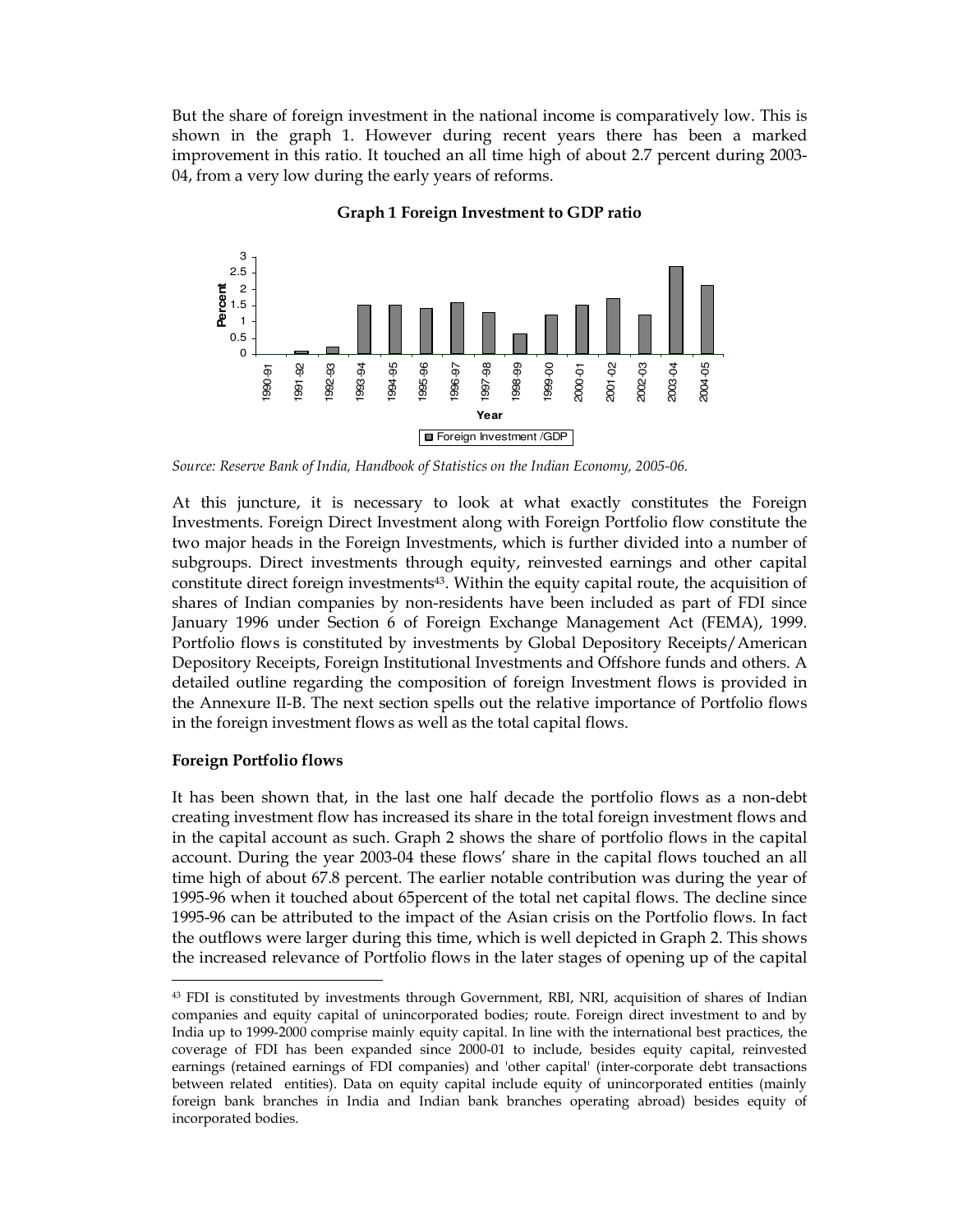But the share of foreign investment in the national income is comparatively low. This is shown in the graph 1. However during recent years there has been a marked improvement in this ratio. It touched an all time high of about 2.7 percent during 2003-04, from a very low during the early years of reforms.

**Graph 1 Foreign Investment to GDP ratio**

*Source: Reserve Bank of India, Handbook of Statistics on the Indian Economy, 2005-06.*

At this juncture, it is necessary to look at what exactly constitutes the Foreign Investments. Foreign Direct Investment along with Foreign Portfolio flow constitute the two major heads in the Foreign Investments, which is further divided into a number of subgroups. Direct investments through equity, reinvested earnings and other capital constitute direct foreign investments[43]. Within the equity capital route, the acquisition of shares of Indian companies by non-residents have been included as part of FDI since January 1996 under Section 6 of Foreign Exchange Management Act (FEMA), 1999. Portfolio flows is constituted by investments by Global Depository Receipts/American Depository Receipts, Foreign Institutional Investments and Offshore funds and others. A detailed outline regarding the composition of foreign Investment flows is provided in the Annexure II-B. The next section spells out the relative importance of Portfolio flows in the foreign investment flows as well as the total capital flows.

**Foreign Portfolio flows**

It has been shown that, in the last one half decade the portfolio flows as a non-debt creating investment flow has increased its share in the total foreign investment flows and in the capital account as such. Graph 2 shows the share of portfolio flows in the capital account. During the year 2003-04 these flows' share in the capital flows touched an all time high of about 67.8 percent. The earlier notable contribution was during the year of 1995-96 when it touched about 65percent of the total net capital flows. The decline since 1995-96 can be attributed to the impact of the Asian crisis on the Portfolio flows. In fact the outflows were larger during this time, which is well depicted in Graph 2. This shows the increased relevance of Portfolio flows in the later stages of opening up of the capital

[43] FDI is constituted by investments through Government, RBI, NRI, acquisition of shares of Indian companies and equity capital of unincorporated bodies; route. Foreign direct investment to and by India up to 1999-2000 comprise mainly equity capital. In line with the international best practices, the coverage of FDI has been expanded since 2000-01 to include, besides equity capital, reinvested earnings (retained earnings of FDI companies) and 'other capital' (inter-corporate debt transactions between related entities). Data on equity capital include equity of unincorporated entities (mainly foreign bank branches in India and Indian bank branches operating abroad) besides equity of incorporated bodies.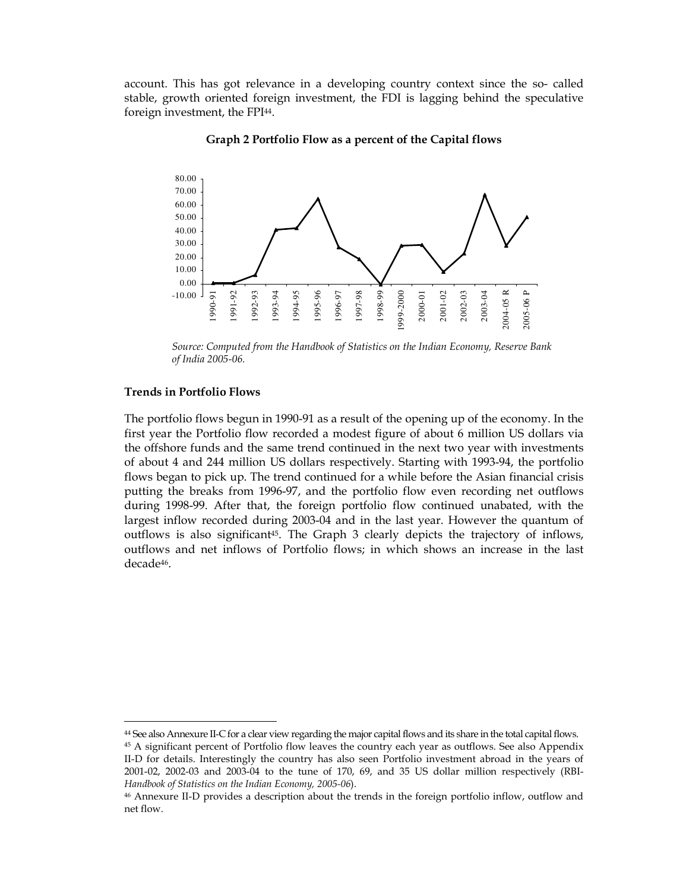account. This has got relevance in a developing country context since the so- called stable, growth oriented foreign investment, the FDI is lagging behind the speculative foreign investment, the FPI[44].

**Graph 2 Portfolio Flow as a percent of the Capital flows**

*Source: Computed from the Handbook of Statistics on the Indian Economy, Reserve Bank of India 2005-06.*

**Trends in Portfolio Flows**

The portfolio flows begun in 1990-91 as a result of the opening up of the economy. In the first year the Portfolio flow recorded a modest figure of about 6 million US dollars via the offshore funds and the same trend continued in the next two year with investments of about 4 and 244 million US dollars respectively. Starting with 1993-94, the portfolio flows began to pick up. The trend continued for a while before the Asian financial crisis putting the breaks from 1996-97, and the portfolio flow even recording net outflows during 1998-99. After that, the foreign portfolio flow continued unabated, with the largest inflow recorded during 2003-04 and in the last year. However the quantum of outflows is also significant[45]. The Graph 3 clearly depicts the trajectory of inflows, outflows and net inflows of Portfolio flows; in which shows an increase in the last decade[46].

---

[44] See also Annexure II-C for a clear view regarding the major capital flows and its share in the total capital flows.

[45] A significant percent of Portfolio flow leaves the country each year as outflows. See also Appendix II-D for details. Interestingly the country has also seen Portfolio investment abroad in the years of 2001-02, 2002-03 and 2003-04 to the tune of 170, 69, and 35 US dollar million respectively (RBI- *Handbook of Statistics on the Indian Economy, 2005-06*).

[46] Annexure II-D provides a description about the trends in the foreign portfolio inflow, outflow and net flow.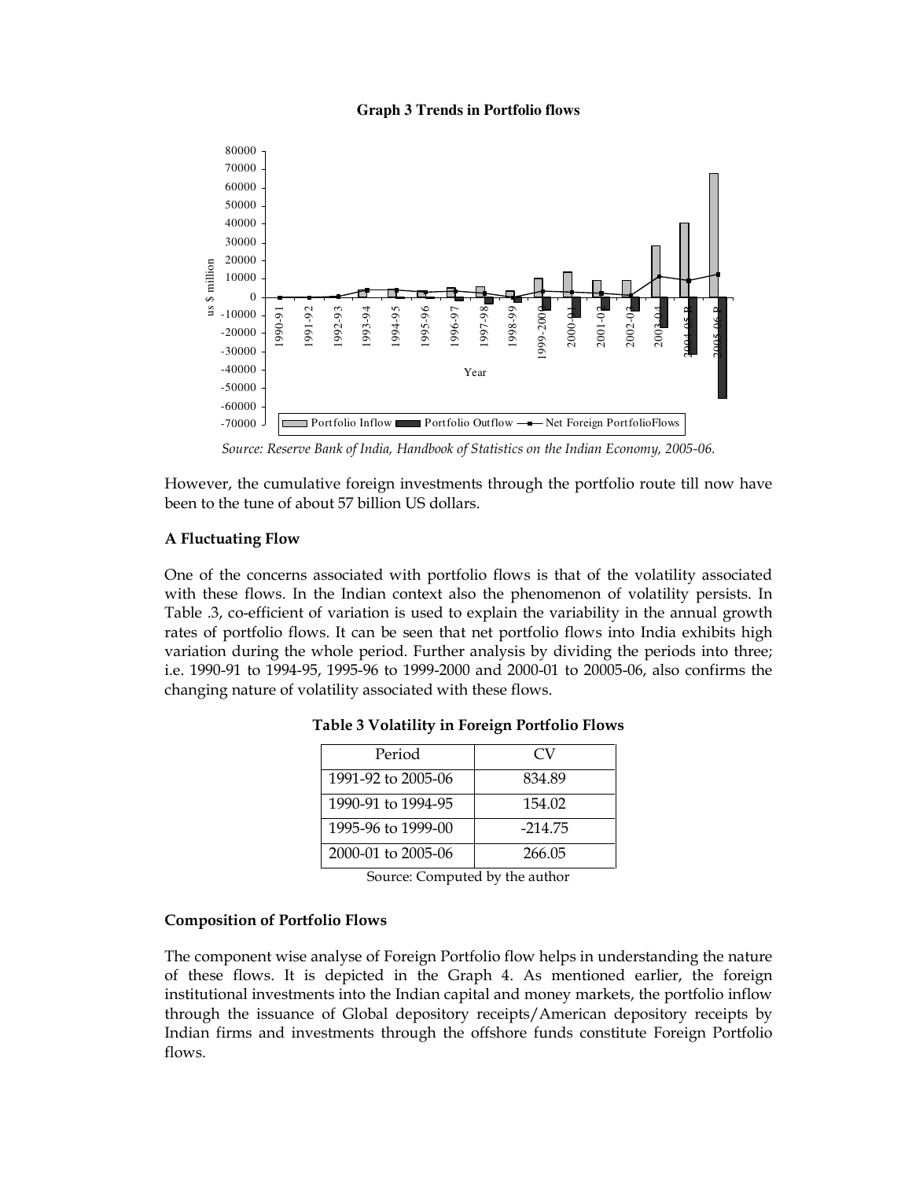**Graph 3 Trends in Portfolio flows**

*Source: Reserve Bank of India, Handbook of Statistics on the Indian Economy, 2005-06.*

However, the cumulative foreign investments through the portfolio route till now have been to the tune of about 57 billion US dollars.

### A Fluctuating Flow

One of the concerns associated with portfolio flows is that of the volatility associated with these flows. In the Indian context also the phenomenon of volatility persists. In Table .3, co-efficient of variation is used to explain the variability in the annual growth rates of portfolio flows. It can be seen that net portfolio flows into India exhibits high variation during the whole period. Further analysis by dividing the periods into three; i.e. 1990-91 to 1994-95, 1995-96 to 1999-2000 and 2000-01 to 20005-06, also confirms the changing nature of volatility associated with these flows.

**Table 3 Volatility in Foreign Portfolio Flows**

| Period | CV |
|---|---|
| 1991-92 to 2005-06 | 834.89 |
| 1990-91 to 1994-95 | 154.02 |
| 1995-96 to 1999-00 | -214.75 |
| 2000-01 to 2005-06 | 266.05 |

Source: Computed by the author

### Composition of Portfolio Flows

The component wise analyse of Foreign Portfolio flow helps in understanding the nature of these flows. It is depicted in the Graph 4. As mentioned earlier, the foreign institutional investments into the Indian capital and money markets, the portfolio inflow through the issuance of Global depository receipts/American depository receipts by Indian firms and investments through the offshore funds constitute Foreign Portfolio flows.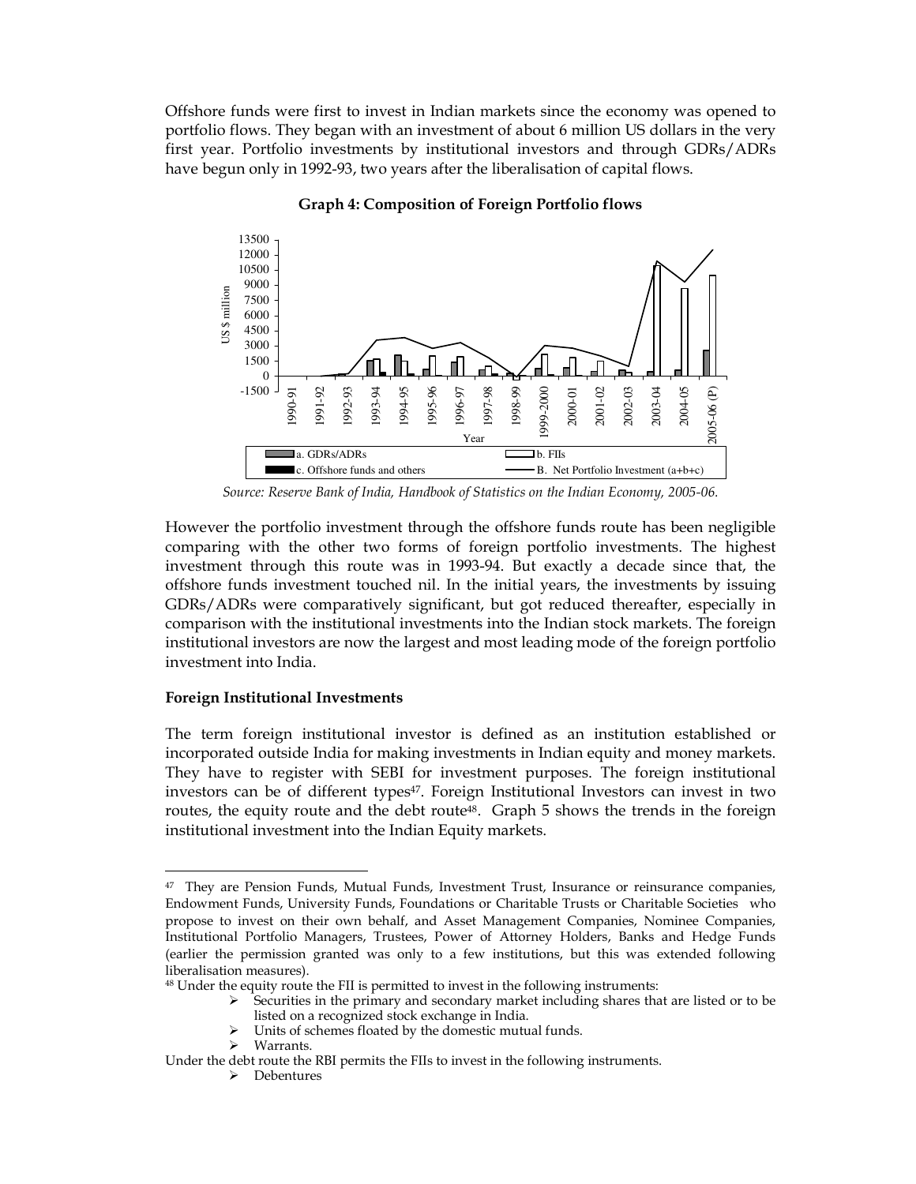Offshore funds were first to invest in Indian markets since the economy was opened to portfolio flows. They began with an investment of about 6 million US dollars in the very first year. Portfolio investments by institutional investors and through GDRs/ADRs have begun only in 1992-93, two years after the liberalisation of capital flows.

**Graph 4: Composition of Foreign Portfolio flows**

*Source: Reserve Bank of India, Handbook of Statistics on the Indian Economy, 2005-06.*

However the portfolio investment through the offshore funds route has been negligible comparing with the other two forms of foreign portfolio investments. The highest investment through this route was in 1993-94. But exactly a decade since that, the offshore funds investment touched nil. In the initial years, the investments by issuing GDRs/ADRs were comparatively significant, but got reduced thereafter, especially in comparison with the institutional investments into the Indian stock markets. The foreign institutional investors are now the largest and most leading mode of the foreign portfolio investment into India.

**Foreign Institutional Investments**

The term foreign institutional investor is defined as an institution established or incorporated outside India for making investments in Indian equity and money markets. They have to register with SEBI for investment purposes. The foreign institutional investors can be of different types[47]. Foreign Institutional Investors can invest in two routes, the equity route and the debt route[48]. Graph 5 shows the trends in the foreign institutional investment into the Indian Equity markets.

---

[47] They are Pension Funds, Mutual Funds, Investment Trust, Insurance or reinsurance companies, Endowment Funds, University Funds, Foundations or Charitable Trusts or Charitable Societies who propose to invest on their own behalf, and Asset Management Companies, Nominee Companies, Institutional Portfolio Managers, Trustees, Power of Attorney Holders, Banks and Hedge Funds (earlier the permission granted was only to a few institutions, but this was extended following liberalisation measures).

[48] Under the equity route the FII is permitted to invest in the following instruments:

- Securities in the primary and secondary market including shares that are listed or to be listed on a recognized stock exchange in India.
- Units of schemes floated by the domestic mutual funds.
- Warrants.

Under the debt route the RBI permits the FIIs to invest in the following instruments.

- Debentures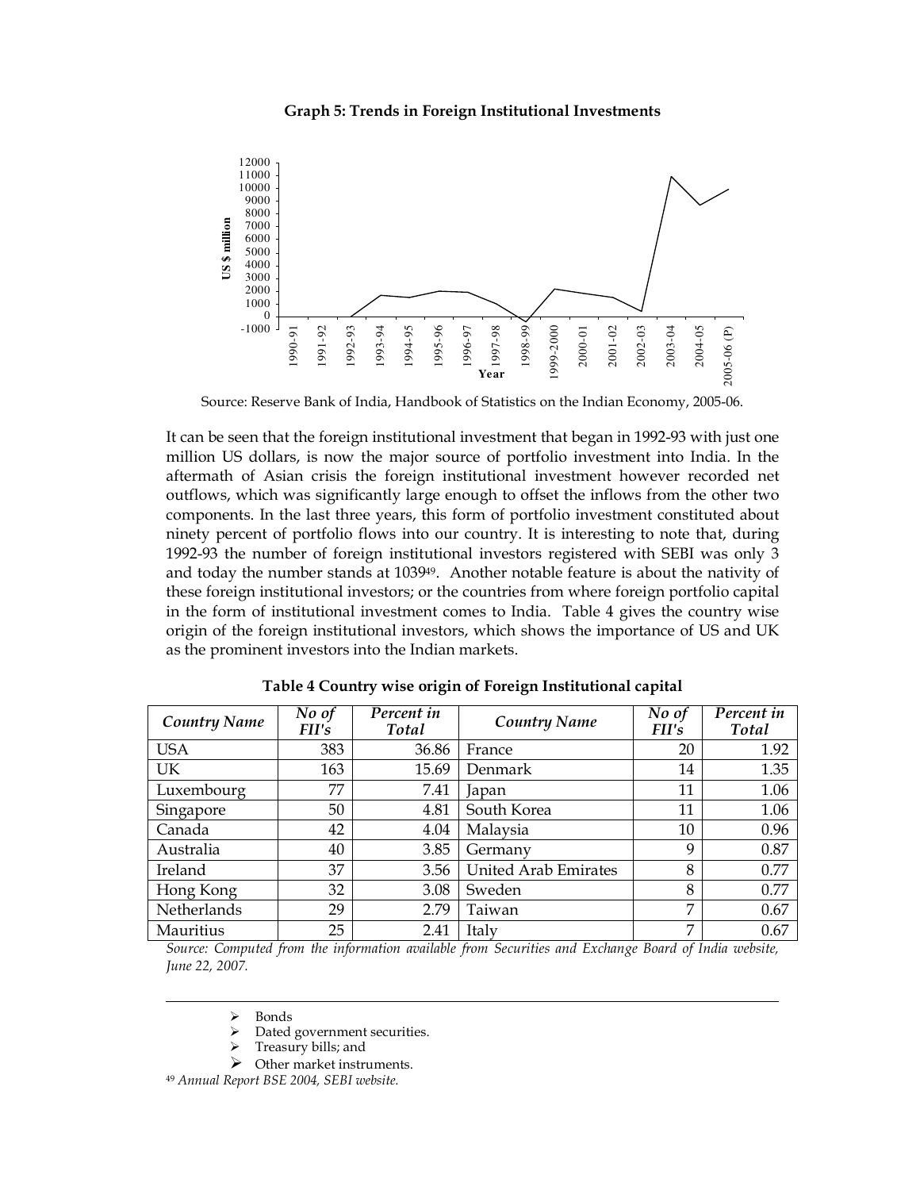**Graph 5: Trends in Foreign Institutional Investments**

Source: Reserve Bank of India, Handbook of Statistics on the Indian Economy, 2005-06.

It can be seen that the foreign institutional investment that began in 1992-93 with just one million US dollars, is now the major source of portfolio investment into India. In the aftermath of Asian crisis the foreign institutional investment however recorded net outflows, which was significantly large enough to offset the inflows from the other two components. In the last three years, this form of portfolio investment constituted about ninety percent of portfolio flows into our country. It is interesting to note that, during 1992-93 the number of foreign institutional investors registered with SEBI was only 3 and today the number stands at 1039[49]. Another notable feature is about the nativity of these foreign institutional investors; or the countries from where foreign portfolio capital in the form of institutional investment comes to India. Table 4 gives the country wise origin of the foreign institutional investors, which shows the importance of US and UK as the prominent investors into the Indian markets.

**Table 4 Country wise origin of Foreign Institutional capital**

| *Country Name* | *No of FII's* | *Percent in Total* | *Country Name* | *No of FII's* | *Percent in Total* |
|---|---|---|---|---|---|
| USA | 383 | 36.86 | France | 20 | 1.92 |
| UK | 163 | 15.69 | Denmark | 14 | 1.35 |
| Luxembourg | 77 | 7.41 | Japan | 11 | 1.06 |
| Singapore | 50 | 4.81 | South Korea | 11 | 1.06 |
| Canada | 42 | 4.04 | Malaysia | 10 | 0.96 |
| Australia | 40 | 3.85 | Germany | 9 | 0.87 |
| Ireland | 37 | 3.56 | United Arab Emirates | 8 | 0.77 |
| Hong Kong | 32 | 3.08 | Sweden | 8 | 0.77 |
| Netherlands | 29 | 2.79 | Taiwan | 7 | 0.67 |
| Mauritius | 25 | 2.41 | Italy | 7 | 0.67 |

*Source: Computed from the information available from Securities and Exchange Board of India website, June 22, 2007.*

---

- Bonds
- Dated government securities.
- Treasury bills; and
- Other market instruments.

[49] *Annual Report BSE 2004, SEBI website.*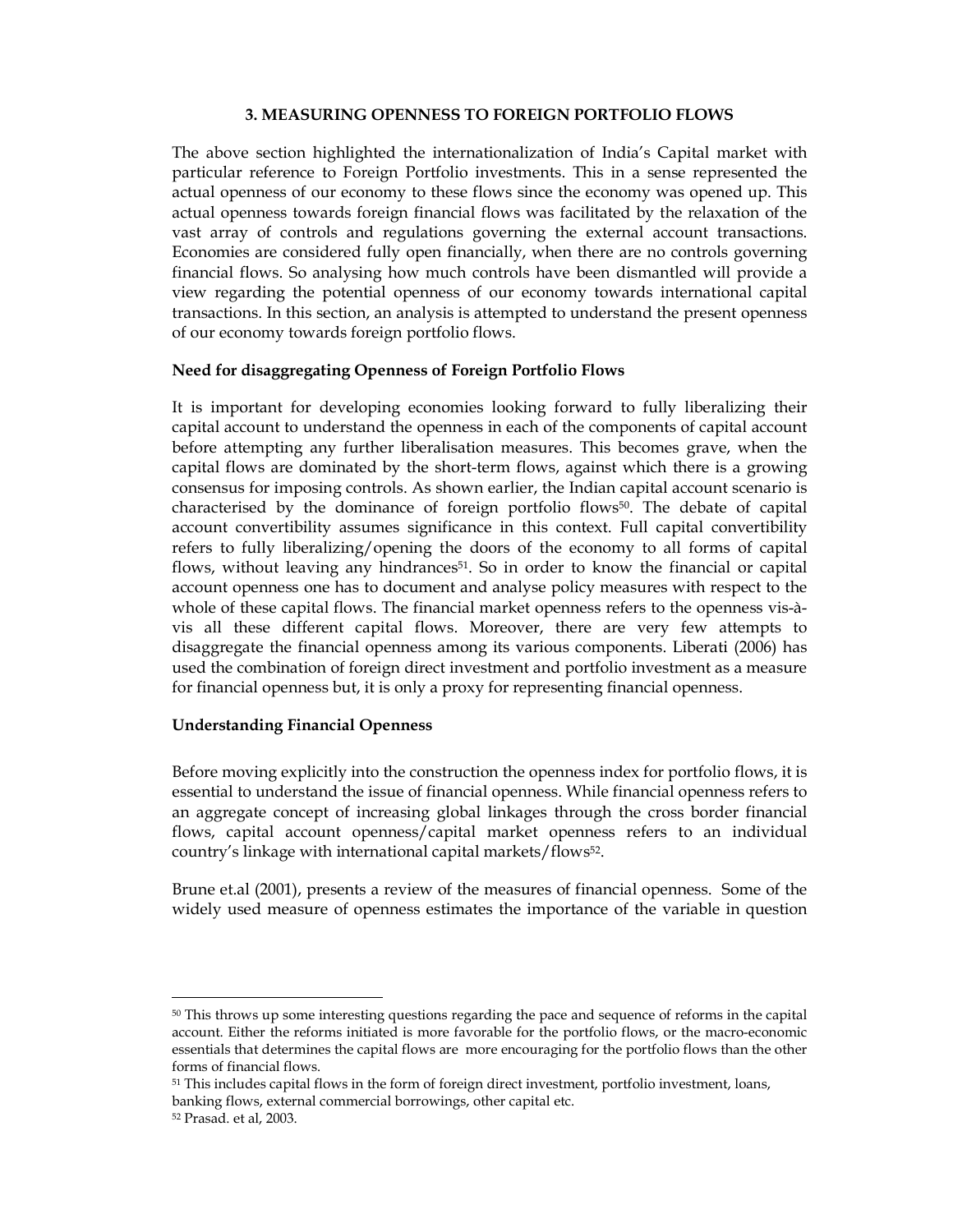### 3. MEASURING OPENNESS TO FOREIGN PORTFOLIO FLOWS

The above section highlighted the internationalization of India's Capital market with particular reference to Foreign Portfolio investments. This in a sense represented the actual openness of our economy to these flows since the economy was opened up. This actual openness towards foreign financial flows was facilitated by the relaxation of the vast array of controls and regulations governing the external account transactions. Economies are considered fully open financially, when there are no controls governing financial flows. So analysing how much controls have been dismantled will provide a view regarding the potential openness of our economy towards international capital transactions. In this section, an analysis is attempted to understand the present openness of our economy towards foreign portfolio flows.

**Need for disaggregating Openness of Foreign Portfolio Flows**

It is important for developing economies looking forward to fully liberalizing their capital account to understand the openness in each of the components of capital account before attempting any further liberalisation measures. This becomes grave, when the capital flows are dominated by the short-term flows, against which there is a growing consensus for imposing controls. As shown earlier, the Indian capital account scenario is characterised by the dominance of foreign portfolio flows[50]. The debate of capital account convertibility assumes significance in this context. Full capital convertibility refers to fully liberalizing/opening the doors of the economy to all forms of capital flows, without leaving any hindrances[51]. So in order to know the financial or capital account openness one has to document and analyse policy measures with respect to the whole of these capital flows. The financial market openness refers to the openness vis-à-vis all these different capital flows. Moreover, there are very few attempts to disaggregate the financial openness among its various components. Liberati (2006) has used the combination of foreign direct investment and portfolio investment as a measure for financial openness but, it is only a proxy for representing financial openness.

**Understanding Financial Openness**

Before moving explicitly into the construction the openness index for portfolio flows, it is essential to understand the issue of financial openness. While financial openness refers to an aggregate concept of increasing global linkages through the cross border financial flows, capital account openness/capital market openness refers to an individual country's linkage with international capital markets/flows[52].

Brune et.al (2001), presents a review of the measures of financial openness. Some of the widely used measure of openness estimates the importance of the variable in question

---

[50] This throws up some interesting questions regarding the pace and sequence of reforms in the capital account. Either the reforms initiated is more favorable for the portfolio flows, or the macro-economic essentials that determines the capital flows are more encouraging for the portfolio flows than the other forms of financial flows.

[51] This includes capital flows in the form of foreign direct investment, portfolio investment, loans, banking flows, external commercial borrowings, other capital etc.

[52] Prasad. et al, 2003.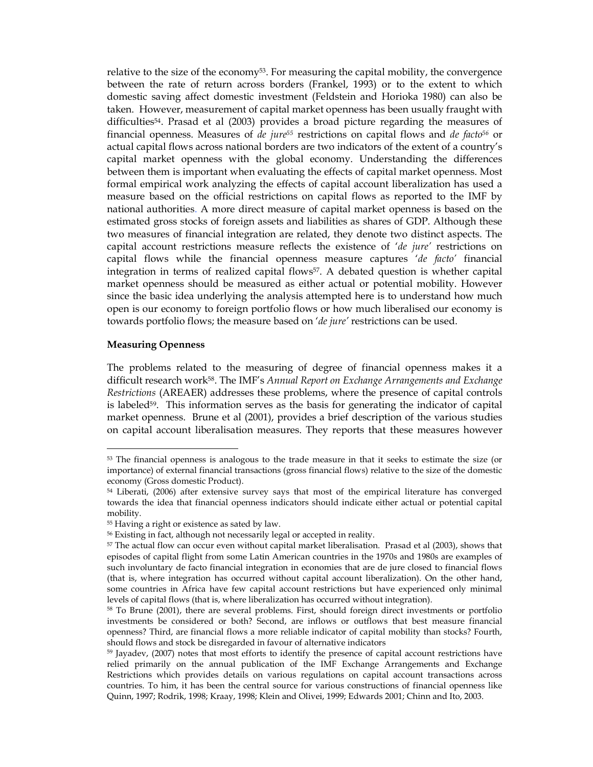relative to the size of the economy[53]. For measuring the capital mobility, the convergence between the rate of return across borders (Frankel, 1993) or to the extent to which domestic saving affect domestic investment (Feldstein and Horioka 1980) can also be taken. However, measurement of capital market openness has been usually fraught with difficulties[54]. Prasad et al (2003) provides a broad picture regarding the measures of financial openness. Measures of *de jure*[55] restrictions on capital flows and *de facto*[56] or actual capital flows across national borders are two indicators of the extent of a country's capital market openness with the global economy. Understanding the differences between them is important when evaluating the effects of capital market openness. Most formal empirical work analyzing the effects of capital account liberalization has used a measure based on the official restrictions on capital flows as reported to the IMF by national authorities. A more direct measure of capital market openness is based on the estimated gross stocks of foreign assets and liabilities as shares of GDP. Although these two measures of financial integration are related, they denote two distinct aspects. The capital account restrictions measure reflects the existence of '*de jure*' restrictions on capital flows while the financial openness measure captures '*de facto*' financial integration in terms of realized capital flows[57]. A debated question is whether capital market openness should be measured as either actual or potential mobility. However since the basic idea underlying the analysis attempted here is to understand how much open is our economy to foreign portfolio flows or how much liberalised our economy is towards portfolio flows; the measure based on '*de jure*' restrictions can be used.

**Measuring Openness**

The problems related to the measuring of degree of financial openness makes it a difficult research work[58]. The IMF's *Annual Report on Exchange Arrangements and Exchange Restrictions* (AREAER) addresses these problems, where the presence of capital controls is labeled[59]. This information serves as the basis for generating the indicator of capital market openness. Brune et al (2001), provides a brief description of the various studies on capital account liberalisation measures. They reports that these measures however

---

[53] The financial openness is analogous to the trade measure in that it seeks to estimate the size (or importance) of external financial transactions (gross financial flows) relative to the size of the domestic economy (Gross domestic Product).

[54] Liberati, (2006) after extensive survey says that most of the empirical literature has converged towards the idea that financial openness indicators should indicate either actual or potential capital mobility.

[55] Having a right or existence as sated by law.

[56] Existing in fact, although not necessarily legal or accepted in reality.

[57] The actual flow can occur even without capital market liberalisation. Prasad et al (2003), shows that episodes of capital flight from some Latin American countries in the 1970s and 1980s are examples of such involuntary de facto financial integration in economies that are de jure closed to financial flows (that is, where integration has occurred without capital account liberalization). On the other hand, some countries in Africa have few capital account restrictions but have experienced only minimal levels of capital flows (that is, where liberalization has occurred without integration).

[58] To Brune (2001), there are several problems. First, should foreign direct investments or portfolio investments be considered or both? Second, are inflows or outflows that best measure financial openness? Third, are financial flows a more reliable indicator of capital mobility than stocks? Fourth, should flows and stock be disregarded in favour of alternative indicators

[59] Jayadev, (2007) notes that most efforts to identify the presence of capital account restrictions have relied primarily on the annual publication of the IMF Exchange Arrangements and Exchange Restrictions which provides details on various regulations on capital account transactions across countries. To him, it has been the central source for various constructions of financial openness like Quinn, 1997; Rodrik, 1998; Kraay, 1998; Klein and Olivei, 1999; Edwards 2001; Chinn and Ito, 2003.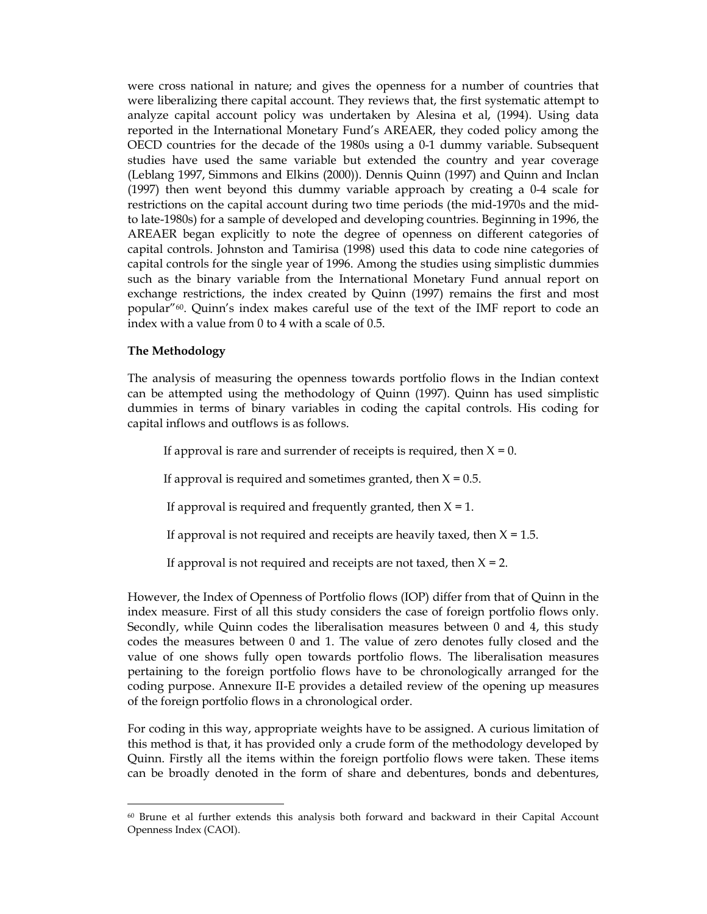were cross national in nature; and gives the openness for a number of countries that were liberalizing there capital account. They reviews that, the first systematic attempt to analyze capital account policy was undertaken by Alesina et al, (1994). Using data reported in the International Monetary Fund's AREAER, they coded policy among the OECD countries for the decade of the 1980s using a 0-1 dummy variable. Subsequent studies have used the same variable but extended the country and year coverage (Leblang 1997, Simmons and Elkins (2000)). Dennis Quinn (1997) and Quinn and Inclan (1997) then went beyond this dummy variable approach by creating a 0-4 scale for restrictions on the capital account during two time periods (the mid-1970s and the mid- to late-1980s) for a sample of developed and developing countries. Beginning in 1996, the AREAER began explicitly to note the degree of openness on different categories of capital controls. Johnston and Tamirisa (1998) used this data to code nine categories of capital controls for the single year of 1996. Among the studies using simplistic dummies such as the binary variable from the International Monetary Fund annual report on exchange restrictions, the index created by Quinn (1997) remains the first and most popular"[60]. Quinn's index makes careful use of the text of the IMF report to code an index with a value from 0 to 4 with a scale of 0.5.

**The Methodology**

The analysis of measuring the openness towards portfolio flows in the Indian context can be attempted using the methodology of Quinn (1997). Quinn has used simplistic dummies in terms of binary variables in coding the capital controls. His coding for capital inflows and outflows is as follows.

If approval is rare and surrender of receipts is required, then $X = 0$.

If approval is required and sometimes granted, then $X = 0.5$.

If approval is required and frequently granted, then $X = 1$.

If approval is not required and receipts are heavily taxed, then $X = 1.5$.

If approval is not required and receipts are not taxed, then $X = 2$.

However, the Index of Openness of Portfolio flows (IOP) differ from that of Quinn in the index measure. First of all this study considers the case of foreign portfolio flows only. Secondly, while Quinn codes the liberalisation measures between 0 and 4, this study codes the measures between 0 and 1. The value of zero denotes fully closed and the value of one shows fully open towards portfolio flows. The liberalisation measures pertaining to the foreign portfolio flows have to be chronologically arranged for the coding purpose. Annexure II-E provides a detailed review of the opening up measures of the foreign portfolio flows in a chronological order.

For coding in this way, appropriate weights have to be assigned. A curious limitation of this method is that, it has provided only a crude form of the methodology developed by Quinn. Firstly all the items within the foreign portfolio flows were taken. These items can be broadly denoted in the form of share and debentures, bonds and debentures,

[60] Brune et al further extends this analysis both forward and backward in their Capital Account Openness Index (CAOI).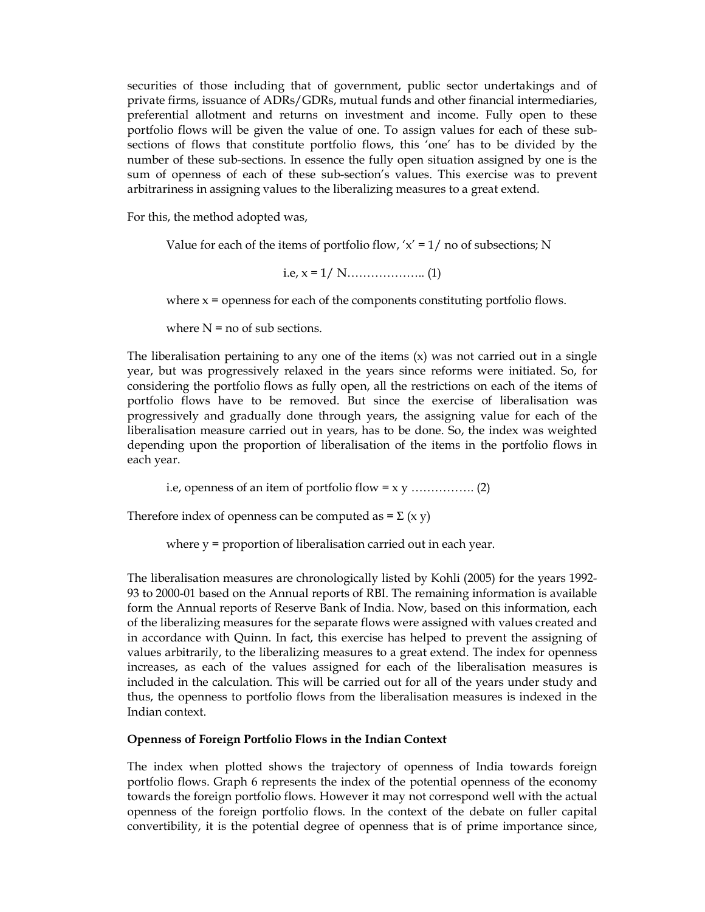securities of those including that of government, public sector undertakings and of private firms, issuance of ADRs/GDRs, mutual funds and other financial intermediaries, preferential allotment and returns on investment and income. Fully open to these portfolio flows will be given the value of one. To assign values for each of these sub-sections of flows that constitute portfolio flows, this 'one' has to be divided by the number of these sub-sections. In essence the fully open situation assigned by one is the sum of openness of each of these sub-section's values. This exercise was to prevent arbitrariness in assigning values to the liberalizing measures to a great extend.

For this, the method adopted was,

Value for each of the items of portfolio flow, 'x' = 1/ no of subsections; N

$$x = 1/N \quad \ldots\ldots\ldots\ldots\ldots\ldots (1)$$

where x = openness for each of the components constituting portfolio flows.

where N = no of sub sections.

The liberalisation pertaining to any one of the items (x) was not carried out in a single year, but was progressively relaxed in the years since reforms were initiated. So, for considering the portfolio flows as fully open, all the restrictions on each of the items of portfolio flows have to be removed. But since the exercise of liberalisation was progressively and gradually done through years, the assigning value for each of the liberalisation measure carried out in years, has to be done. So, the index was weighted depending upon the proportion of liberalisation of the items in the portfolio flows in each year.

i.e, openness of an item of portfolio flow = $x\,y$ ……………. (2)

Therefore index of openness can be computed as = $\Sigma\,(x\,y)$

where y = proportion of liberalisation carried out in each year.

The liberalisation measures are chronologically listed by Kohli (2005) for the years 1992-93 to 2000-01 based on the Annual reports of RBI. The remaining information is available form the Annual reports of Reserve Bank of India. Now, based on this information, each of the liberalizing measures for the separate flows were assigned with values created and in accordance with Quinn. In fact, this exercise has helped to prevent the assigning of values arbitrarily, to the liberalizing measures to a great extend. The index for openness increases, as each of the values assigned for each of the liberalisation measures is included in the calculation. This will be carried out for all of the years under study and thus, the openness to portfolio flows from the liberalisation measures is indexed in the Indian context.

**Openness of Foreign Portfolio Flows in the Indian Context**

The index when plotted shows the trajectory of openness of India towards foreign portfolio flows. Graph 6 represents the index of the potential openness of the economy towards the foreign portfolio flows. However it may not correspond well with the actual openness of the foreign portfolio flows. In the context of the debate on fuller capital convertibility, it is the potential degree of openness that is of prime importance since,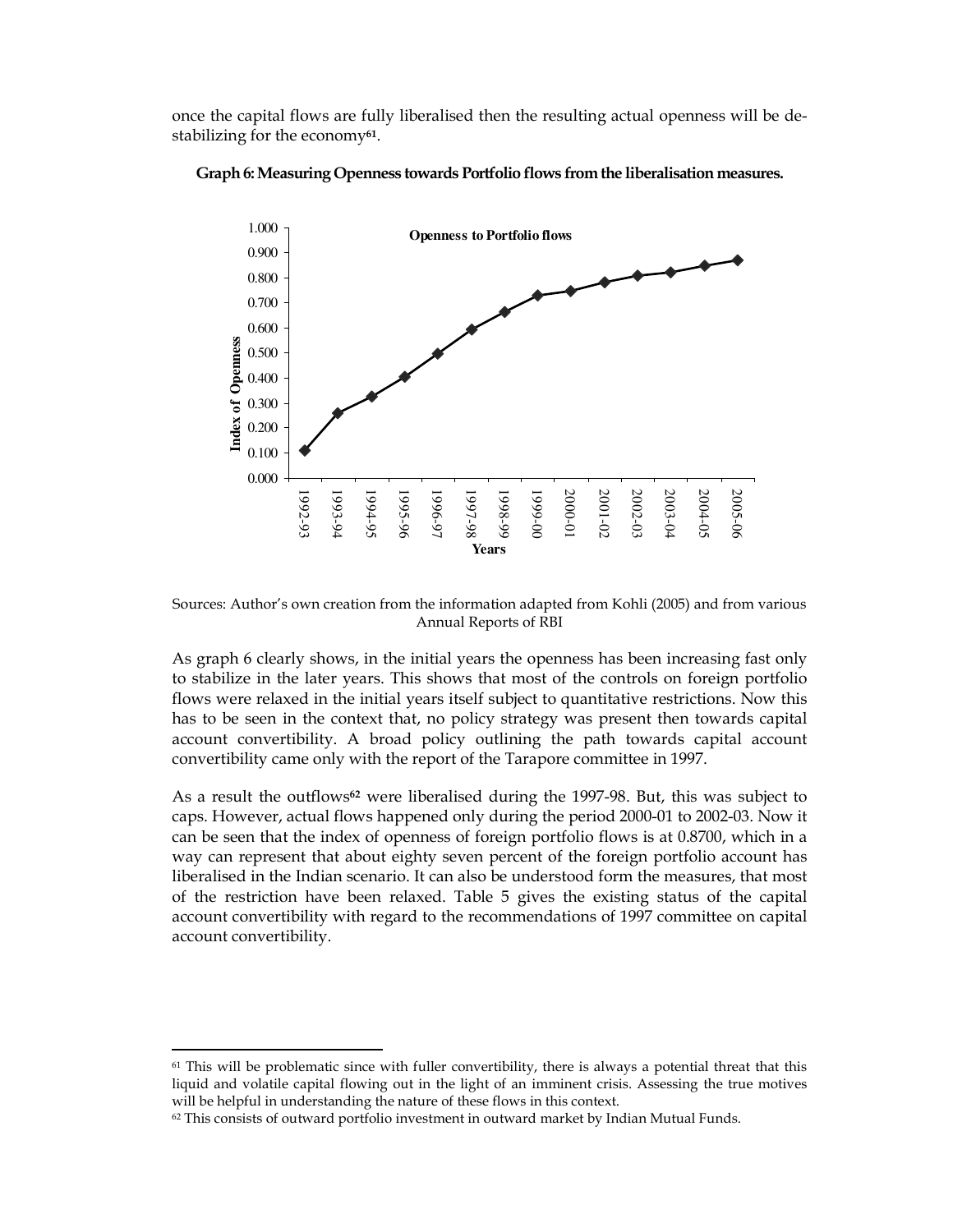once the capital flows are fully liberalised then the resulting actual openness will be de-stabilizing for the economy[61].

**Graph 6: Measuring Openness towards Portfolio flows from the liberalisation measures.**

Sources: Author's own creation from the information adapted from Kohli (2005) and from various Annual Reports of RBI

As graph 6 clearly shows, in the initial years the openness has been increasing fast only to stabilize in the later years. This shows that most of the controls on foreign portfolio flows were relaxed in the initial years itself subject to quantitative restrictions. Now this has to be seen in the context that, no policy strategy was present then towards capital account convertibility. A broad policy outlining the path towards capital account convertibility came only with the report of the Tarapore committee in 1997.

As a result the outflows[62] were liberalised during the 1997-98. But, this was subject to caps. However, actual flows happened only during the period 2000-01 to 2002-03. Now it can be seen that the index of openness of foreign portfolio flows is at 0.8700, which in a way can represent that about eighty seven percent of the foreign portfolio account has liberalised in the Indian scenario. It can also be understood form the measures, that most of the restriction have been relaxed. Table 5 gives the existing status of the capital account convertibility with regard to the recommendations of 1997 committee on capital account convertibility.

---

[61] This will be problematic since with fuller convertibility, there is always a potential threat that this liquid and volatile capital flowing out in the light of an imminent crisis. Assessing the true motives will be helpful in understanding the nature of these flows in this context.

[62] This consists of outward portfolio investment in outward market by Indian Mutual Funds.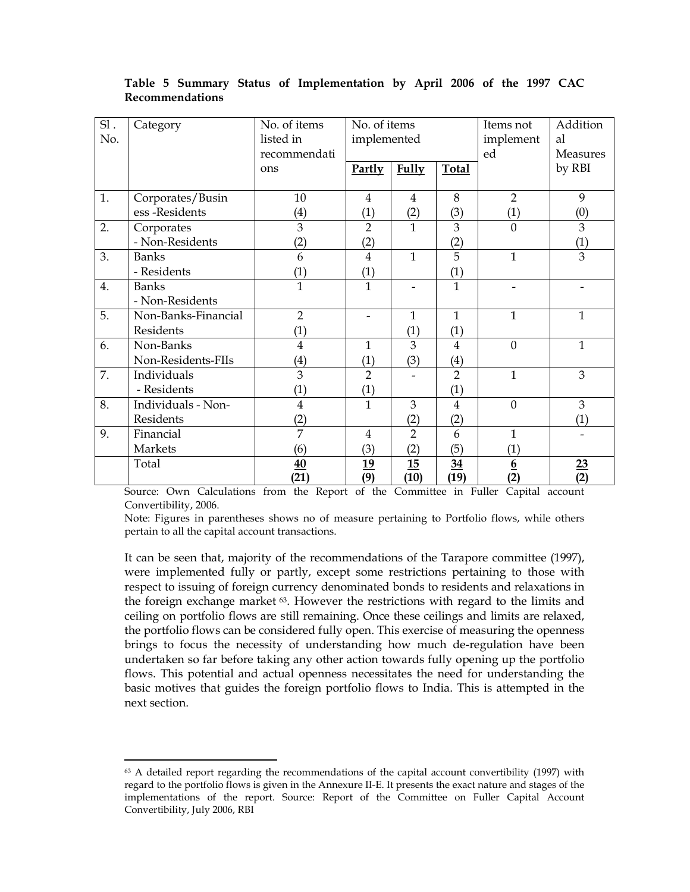**Table 5 Summary Status of Implementation by April 2006 of the 1997 CAC Recommendations**

| Sl. No. | Category | No. of items listed in recommendations | No. of items implemented | | | Items not implemented | Additional Measures by RBI |
|---|---|---|---|---|---|---|---|
| | | | **Partly** | **Fully** | **Total** | | |
| 1. | Corporates/Business -Residents | 10 (4) | 4 (1) | 4 (2) | 8 (3) | 2 (1) | 9 (0) |
| 2. | Corporates - Non-Residents | 3 (2) | 2 (2) | 1 | 3 (2) | 0 | 3 (1) |
| 3. | Banks - Residents | 6 (1) | 4 (1) | 1 | 5 (1) | 1 | 3 |
| 4. | Banks - Non-Residents | 1 | 1 | - | 1 | - | - |
| 5. | Non-Banks-Financial Residents | 2 (1) | - | 1 (1) | 1 (1) | 1 | 1 |
| 6. | Non-Banks Non-Residents-FIIs | 4 (4) | 1 (1) | 3 (3) | 4 (4) | 0 | 1 |
| 7. | Individuals - Residents | 3 (1) | 2 (1) | - | 2 (1) | 1 | 3 |
| 8. | Individuals - Non-Residents | 4 (2) | 1 | 3 (2) | 4 (2) | 0 | 3 (1) |
| 9. | Financial Markets | 7 (6) | 4 (3) | 2 (2) | 6 (5) | 1 (1) | - |
| | Total | **40 (21)** | **19 (9)** | **15 (10)** | **34 (19)** | **6 (2)** | **23 (2)** |

Source: Own Calculations from the Report of the Committee in Fuller Capital account Convertibility, 2006.

Note: Figures in parentheses shows no of measure pertaining to Portfolio flows, while others pertain to all the capital account transactions.

It can be seen that, majority of the recommendations of the Tarapore committee (1997), were implemented fully or partly, except some restrictions pertaining to those with respect to issuing of foreign currency denominated bonds to residents and relaxations in the foreign exchange market [63]. However the restrictions with regard to the limits and ceiling on portfolio flows are still remaining. Once these ceilings and limits are relaxed, the portfolio flows can be considered fully open. This exercise of measuring the openness brings to focus the necessity of understanding how much de-regulation have been undertaken so far before taking any other action towards fully opening up the portfolio flows. This potential and actual openness necessitates the need for understanding the basic motives that guides the foreign portfolio flows to India. This is attempted in the next section.

[63] A detailed report regarding the recommendations of the capital account convertibility (1997) with regard to the portfolio flows is given in the Annexure II-E. It presents the exact nature and stages of the implementations of the report. Source: Report of the Committee on Fuller Capital Account Convertibility, July 2006, RBI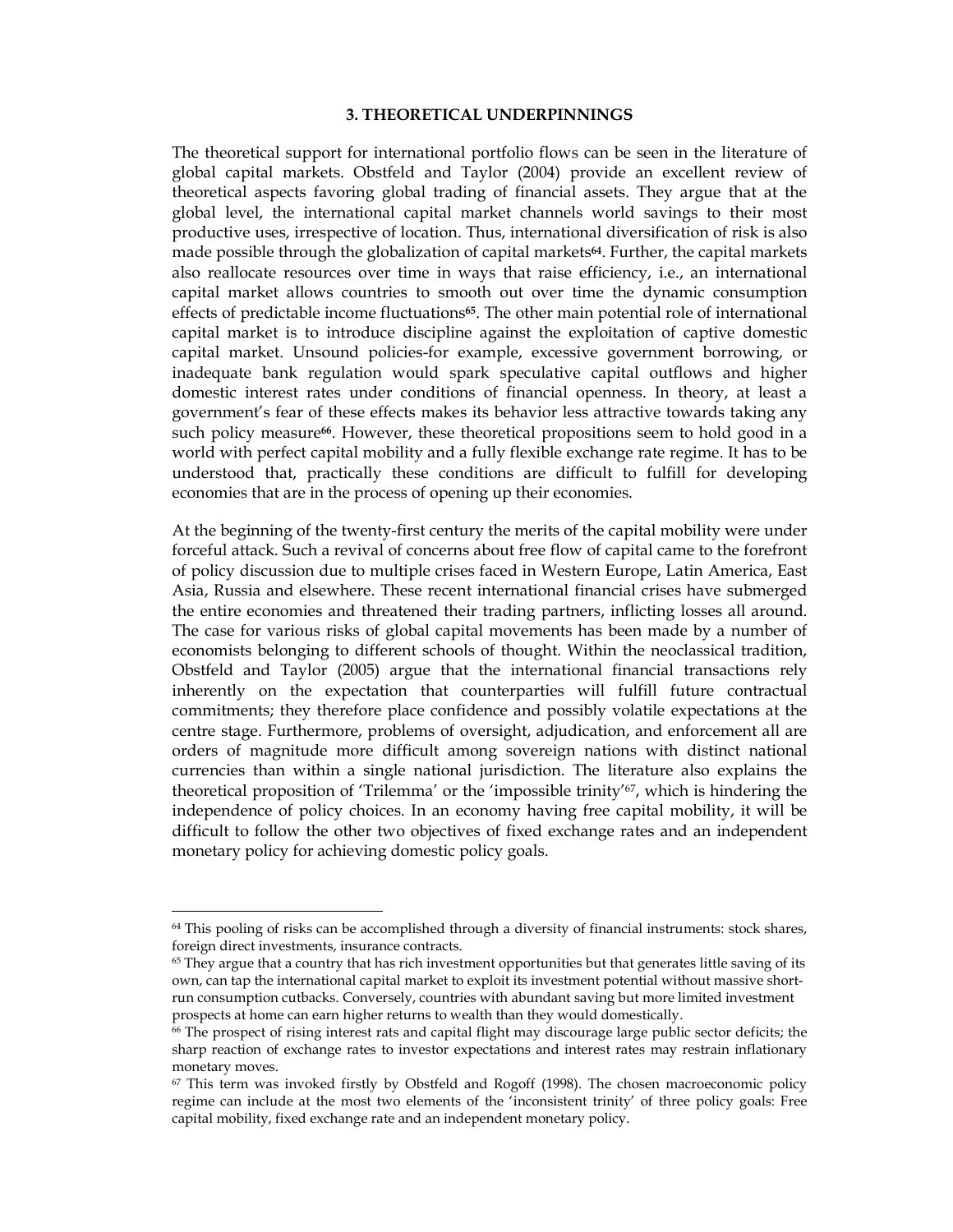### 3. THEORETICAL UNDERPINNINGS

The theoretical support for international portfolio flows can be seen in the literature of global capital markets. Obstfeld and Taylor (2004) provide an excellent review of theoretical aspects favoring global trading of financial assets. They argue that at the global level, the international capital market channels world savings to their most productive uses, irrespective of location. Thus, international diversification of risk is also made possible through the globalization of capital markets[64]. Further, the capital markets also reallocate resources over time in ways that raise efficiency, i.e., an international capital market allows countries to smooth out over time the dynamic consumption effects of predictable income fluctuations[65]. The other main potential role of international capital market is to introduce discipline against the exploitation of captive domestic capital market. Unsound policies-for example, excessive government borrowing, or inadequate bank regulation would spark speculative capital outflows and higher domestic interest rates under conditions of financial openness. In theory, at least a government's fear of these effects makes its behavior less attractive towards taking any such policy measure[66]. However, these theoretical propositions seem to hold good in a world with perfect capital mobility and a fully flexible exchange rate regime. It has to be understood that, practically these conditions are difficult to fulfill for developing economies that are in the process of opening up their economies.

At the beginning of the twenty-first century the merits of the capital mobility were under forceful attack. Such a revival of concerns about free flow of capital came to the forefront of policy discussion due to multiple crises faced in Western Europe, Latin America, East Asia, Russia and elsewhere. These recent international financial crises have submerged the entire economies and threatened their trading partners, inflicting losses all around. The case for various risks of global capital movements has been made by a number of economists belonging to different schools of thought. Within the neoclassical tradition, Obstfeld and Taylor (2005) argue that the international financial transactions rely inherently on the expectation that counterparties will fulfill future contractual commitments; they therefore place confidence and possibly volatile expectations at the centre stage. Furthermore, problems of oversight, adjudication, and enforcement all are orders of magnitude more difficult among sovereign nations with distinct national currencies than within a single national jurisdiction. The literature also explains the theoretical proposition of 'Trilemma' or the 'impossible trinity'[67], which is hindering the independence of policy choices. In an economy having free capital mobility, it will be difficult to follow the other two objectives of fixed exchange rates and an independent monetary policy for achieving domestic policy goals.

---

[64] This pooling of risks can be accomplished through a diversity of financial instruments: stock shares, foreign direct investments, insurance contracts.

[65] They argue that a country that has rich investment opportunities but that generates little saving of its own, can tap the international capital market to exploit its investment potential without massive short-run consumption cutbacks. Conversely, countries with abundant saving but more limited investment prospects at home can earn higher returns to wealth than they would domestically.

[66] The prospect of rising interest rats and capital flight may discourage large public sector deficits; the sharp reaction of exchange rates to investor expectations and interest rates may restrain inflationary monetary moves.

[67] This term was invoked firstly by Obstfeld and Rogoff (1998). The chosen macroeconomic policy regime can include at the most two elements of the 'inconsistent trinity' of three policy goals: Free capital mobility, fixed exchange rate and an independent monetary policy.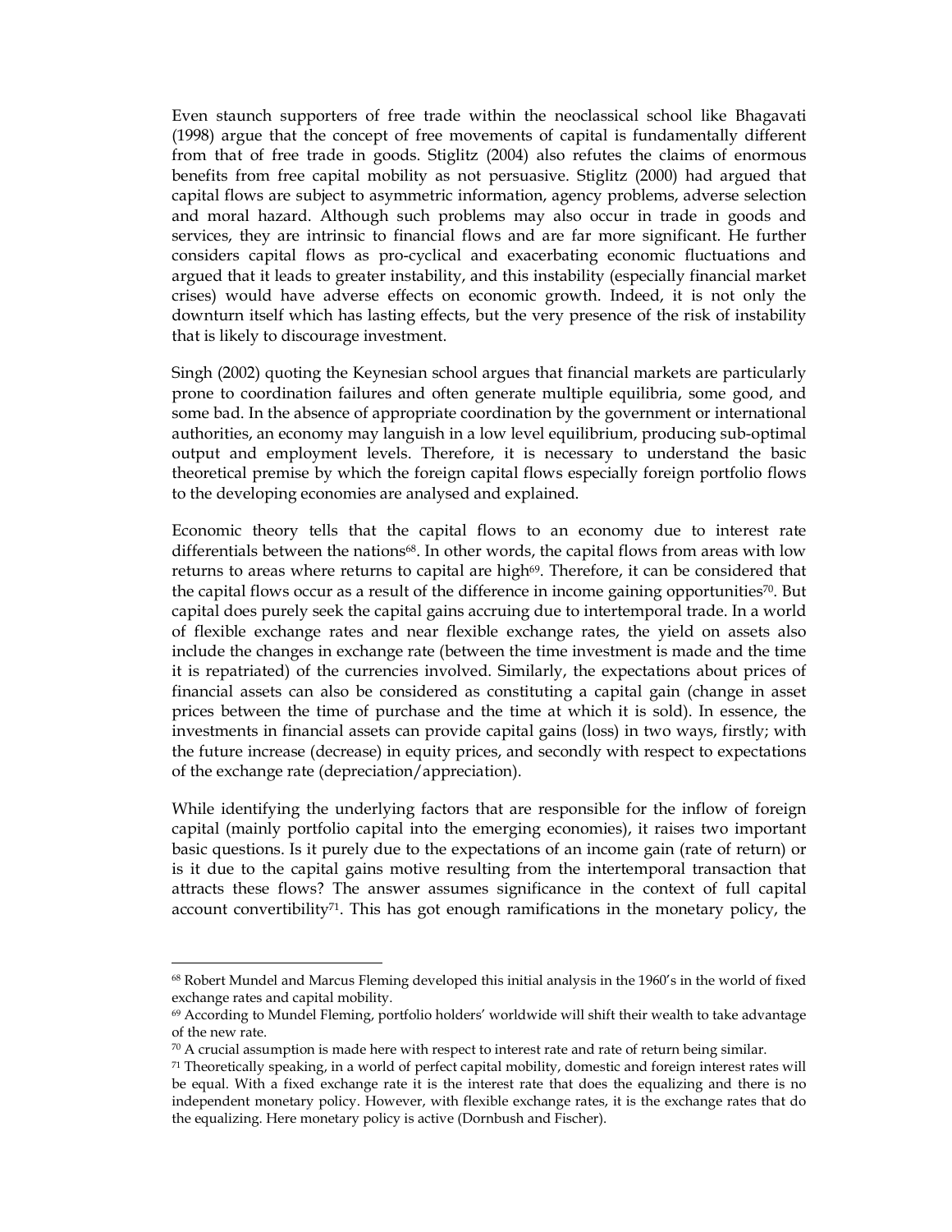Even staunch supporters of free trade within the neoclassical school like Bhagavati (1998) argue that the concept of free movements of capital is fundamentally different from that of free trade in goods. Stiglitz (2004) also refutes the claims of enormous benefits from free capital mobility as not persuasive. Stiglitz (2000) had argued that capital flows are subject to asymmetric information, agency problems, adverse selection and moral hazard. Although such problems may also occur in trade in goods and services, they are intrinsic to financial flows and are far more significant. He further considers capital flows as pro-cyclical and exacerbating economic fluctuations and argued that it leads to greater instability, and this instability (especially financial market crises) would have adverse effects on economic growth. Indeed, it is not only the downturn itself which has lasting effects, but the very presence of the risk of instability that is likely to discourage investment.

Singh (2002) quoting the Keynesian school argues that financial markets are particularly prone to coordination failures and often generate multiple equilibria, some good, and some bad. In the absence of appropriate coordination by the government or international authorities, an economy may languish in a low level equilibrium, producing sub-optimal output and employment levels. Therefore, it is necessary to understand the basic theoretical premise by which the foreign capital flows especially foreign portfolio flows to the developing economies are analysed and explained.

Economic theory tells that the capital flows to an economy due to interest rate differentials between the nations[68]. In other words, the capital flows from areas with low returns to areas where returns to capital are high[69]. Therefore, it can be considered that the capital flows occur as a result of the difference in income gaining opportunities[70]. But capital does purely seek the capital gains accruing due to intertemporal trade. In a world of flexible exchange rates and near flexible exchange rates, the yield on assets also include the changes in exchange rate (between the time investment is made and the time it is repatriated) of the currencies involved. Similarly, the expectations about prices of financial assets can also be considered as constituting a capital gain (change in asset prices between the time of purchase and the time at which it is sold). In essence, the investments in financial assets can provide capital gains (loss) in two ways, firstly; with the future increase (decrease) in equity prices, and secondly with respect to expectations of the exchange rate (depreciation/appreciation).

While identifying the underlying factors that are responsible for the inflow of foreign capital (mainly portfolio capital into the emerging economies), it raises two important basic questions. Is it purely due to the expectations of an income gain (rate of return) or is it due to the capital gains motive resulting from the intertemporal transaction that attracts these flows? The answer assumes significance in the context of full capital account convertibility[71]. This has got enough ramifications in the monetary policy, the

---

[68] Robert Mundel and Marcus Fleming developed this initial analysis in the 1960's in the world of fixed exchange rates and capital mobility.

[69] According to Mundel Fleming, portfolio holders' worldwide will shift their wealth to take advantage of the new rate.

[70] A crucial assumption is made here with respect to interest rate and rate of return being similar.

[71] Theoretically speaking, in a world of perfect capital mobility, domestic and foreign interest rates will be equal. With a fixed exchange rate it is the interest rate that does the equalizing and there is no independent monetary policy. However, with flexible exchange rates, it is the exchange rates that do the equalizing. Here monetary policy is active (Dornbush and Fischer).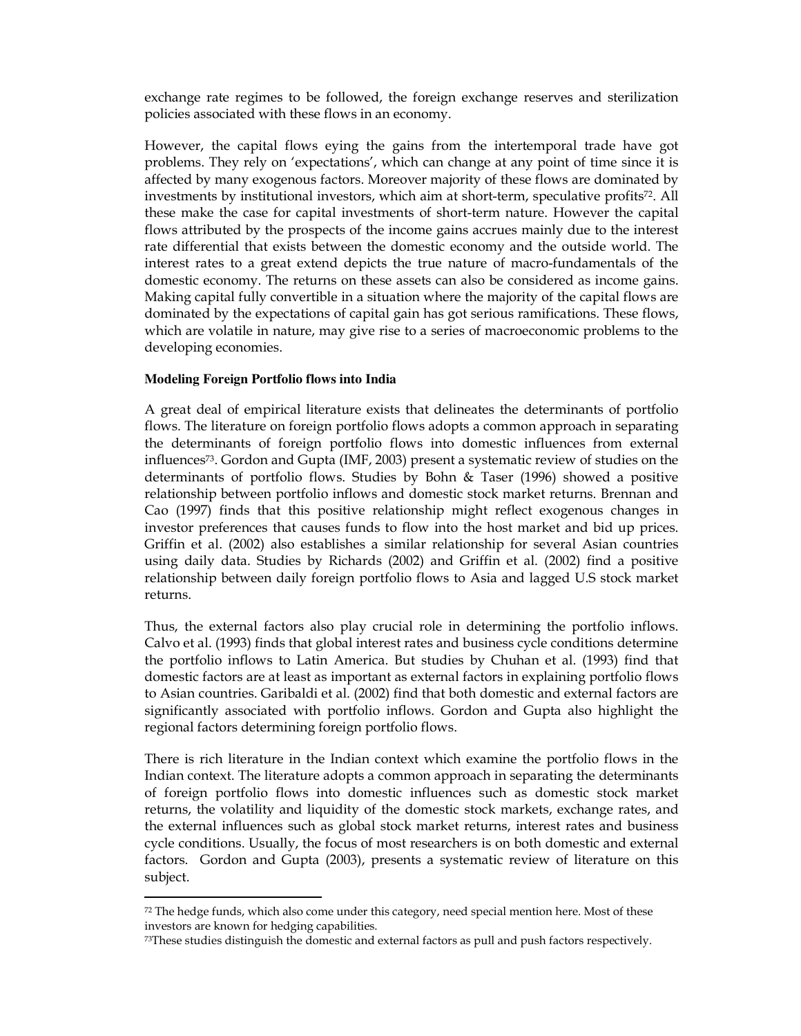exchange rate regimes to be followed, the foreign exchange reserves and sterilization policies associated with these flows in an economy.

However, the capital flows eying the gains from the intertemporal trade have got problems. They rely on 'expectations', which can change at any point of time since it is affected by many exogenous factors. Moreover majority of these flows are dominated by investments by institutional investors, which aim at short-term, speculative profits[72]. All these make the case for capital investments of short-term nature. However the capital flows attributed by the prospects of the income gains accrues mainly due to the interest rate differential that exists between the domestic economy and the outside world. The interest rates to a great extend depicts the true nature of macro-fundamentals of the domestic economy. The returns on these assets can also be considered as income gains. Making capital fully convertible in a situation where the majority of the capital flows are dominated by the expectations of capital gain has got serious ramifications. These flows, which are volatile in nature, may give rise to a series of macroeconomic problems to the developing economies.

**Modeling Foreign Portfolio flows into India**

A great deal of empirical literature exists that delineates the determinants of portfolio flows. The literature on foreign portfolio flows adopts a common approach in separating the determinants of foreign portfolio flows into domestic influences from external influences[73]. Gordon and Gupta (IMF, 2003) present a systematic review of studies on the determinants of portfolio flows. Studies by Bohn & Taser (1996) showed a positive relationship between portfolio inflows and domestic stock market returns. Brennan and Cao (1997) finds that this positive relationship might reflect exogenous changes in investor preferences that causes funds to flow into the host market and bid up prices. Griffin et al. (2002) also establishes a similar relationship for several Asian countries using daily data. Studies by Richards (2002) and Griffin et al. (2002) find a positive relationship between daily foreign portfolio flows to Asia and lagged U.S stock market returns.

Thus, the external factors also play crucial role in determining the portfolio inflows. Calvo et al. (1993) finds that global interest rates and business cycle conditions determine the portfolio inflows to Latin America. But studies by Chuhan et al. (1993) find that domestic factors are at least as important as external factors in explaining portfolio flows to Asian countries. Garibaldi et al. (2002) find that both domestic and external factors are significantly associated with portfolio inflows. Gordon and Gupta also highlight the regional factors determining foreign portfolio flows.

There is rich literature in the Indian context which examine the portfolio flows in the Indian context. The literature adopts a common approach in separating the determinants of foreign portfolio flows into domestic influences such as domestic stock market returns, the volatility and liquidity of the domestic stock markets, exchange rates, and the external influences such as global stock market returns, interest rates and business cycle conditions. Usually, the focus of most researchers is on both domestic and external factors. Gordon and Gupta (2003), presents a systematic review of literature on this subject.

---

[72] The hedge funds, which also come under this category, need special mention here. Most of these investors are known for hedging capabilities.

[73] These studies distinguish the domestic and external factors as pull and push factors respectively.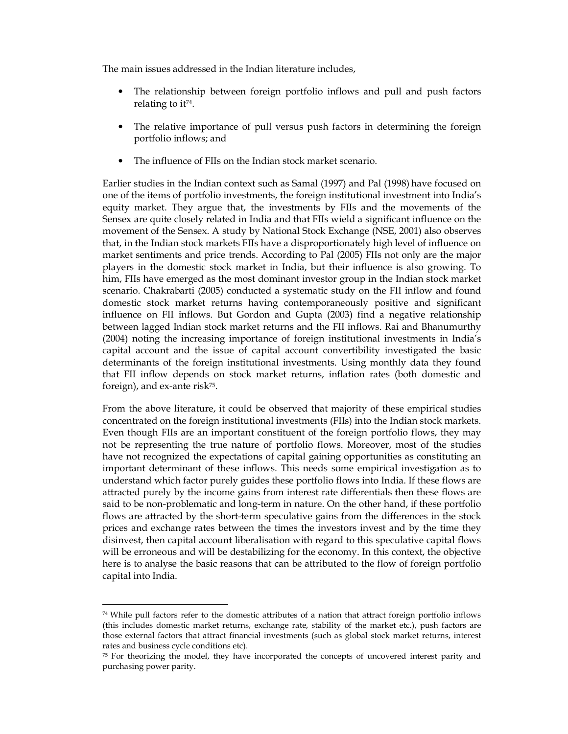The main issues addressed in the Indian literature includes,

- The relationship between foreign portfolio inflows and pull and push factors relating to it[74].
- The relative importance of pull versus push factors in determining the foreign portfolio inflows; and
- The influence of FIIs on the Indian stock market scenario.

Earlier studies in the Indian context such as Samal (1997) and Pal (1998) have focused on one of the items of portfolio investments, the foreign institutional investment into India's equity market. They argue that, the investments by FIIs and the movements of the Sensex are quite closely related in India and that FIIs wield a significant influence on the movement of the Sensex. A study by National Stock Exchange (NSE, 2001) also observes that, in the Indian stock markets FIIs have a disproportionately high level of influence on market sentiments and price trends. According to Pal (2005) FIIs not only are the major players in the domestic stock market in India, but their influence is also growing. To him, FIIs have emerged as the most dominant investor group in the Indian stock market scenario. Chakrabarti (2005) conducted a systematic study on the FII inflow and found domestic stock market returns having contemporaneously positive and significant influence on FII inflows. But Gordon and Gupta (2003) find a negative relationship between lagged Indian stock market returns and the FII inflows. Rai and Bhanumurthy (2004) noting the increasing importance of foreign institutional investments in India's capital account and the issue of capital account convertibility investigated the basic determinants of the foreign institutional investments. Using monthly data they found that FII inflow depends on stock market returns, inflation rates (both domestic and foreign), and ex-ante risk[75].

From the above literature, it could be observed that majority of these empirical studies concentrated on the foreign institutional investments (FIIs) into the Indian stock markets. Even though FIIs are an important constituent of the foreign portfolio flows, they may not be representing the true nature of portfolio flows. Moreover, most of the studies have not recognized the expectations of capital gaining opportunities as constituting an important determinant of these inflows. This needs some empirical investigation as to understand which factor purely guides these portfolio flows into India. If these flows are attracted purely by the income gains from interest rate differentials then these flows are said to be non-problematic and long-term in nature. On the other hand, if these portfolio flows are attracted by the short-term speculative gains from the differences in the stock prices and exchange rates between the times the investors invest and by the time they disinvest, then capital account liberalisation with regard to this speculative capital flows will be erroneous and will be destabilizing for the economy. In this context, the objective here is to analyse the basic reasons that can be attributed to the flow of foreign portfolio capital into India.

---

[74] While pull factors refer to the domestic attributes of a nation that attract foreign portfolio inflows (this includes domestic market returns, exchange rate, stability of the market etc.), push factors are those external factors that attract financial investments (such as global stock market returns, interest rates and business cycle conditions etc).

[75] For theorizing the model, they have incorporated the concepts of uncovered interest parity and purchasing power parity.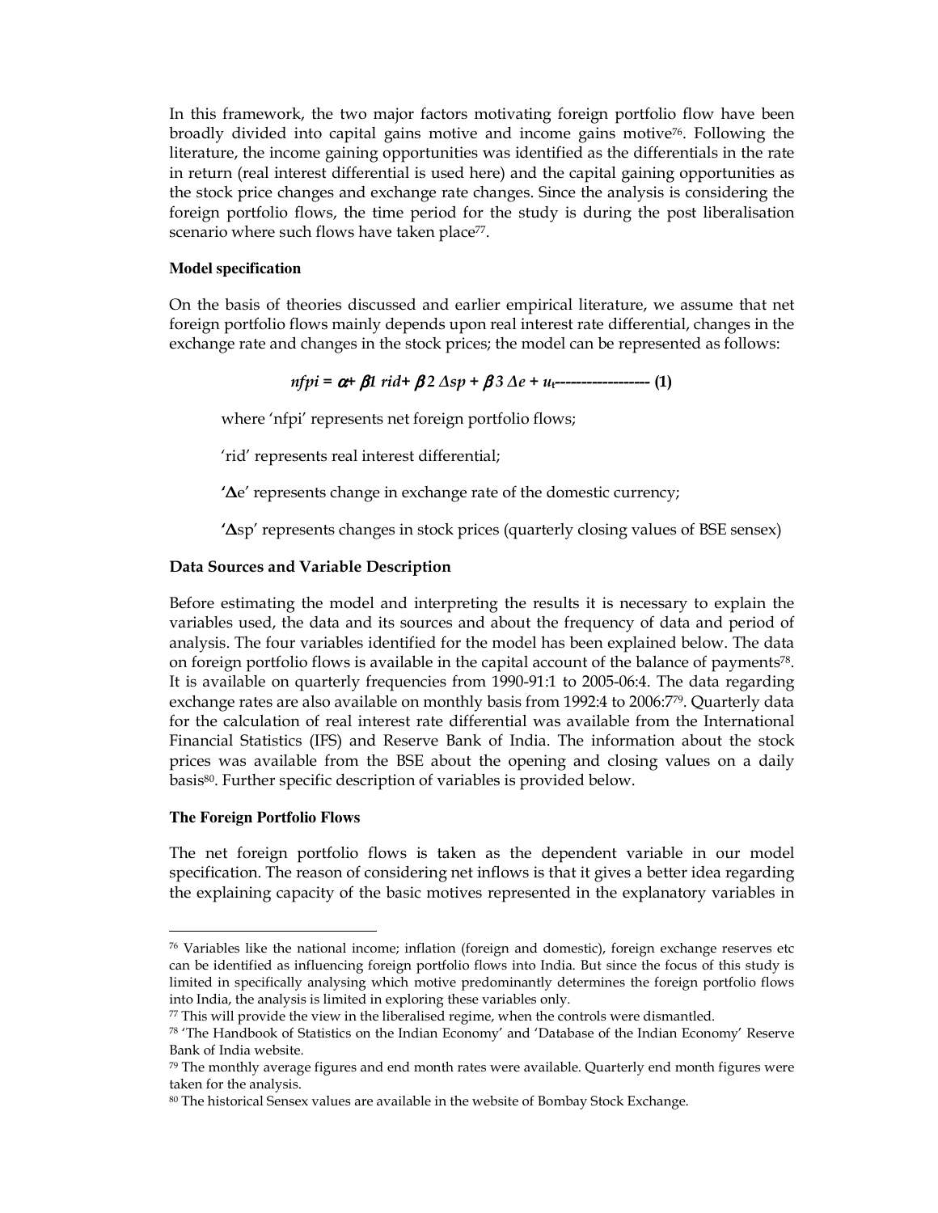In this framework, the two major factors motivating foreign portfolio flow have been broadly divided into capital gains motive and income gains motive[76]. Following the literature, the income gaining opportunities was identified as the differentials in the rate in return (real interest differential is used here) and the capital gaining opportunities as the stock price changes and exchange rate changes. Since the analysis is considering the foreign portfolio flows, the time period for the study is during the post liberalisation scenario where such flows have taken place[77].

**Model specification**

On the basis of theories discussed and earlier empirical literature, we assume that net foreign portfolio flows mainly depends upon real interest rate differential, changes in the exchange rate and changes in the stock prices; the model can be represented as follows:

$$nfpi = \alpha + \beta 1\ rid + \beta 2\ \Delta sp + \beta 3\ \Delta e + u_t \text{------------------ (1)}$$

where 'nfpi' represents net foreign portfolio flows;

'rid' represents real interest differential;

'**Δ**e' represents change in exchange rate of the domestic currency;

'**Δ**sp' represents changes in stock prices (quarterly closing values of BSE sensex)

**Data Sources and Variable Description**

Before estimating the model and interpreting the results it is necessary to explain the variables used, the data and its sources and about the frequency of data and period of analysis. The four variables identified for the model has been explained below. The data on foreign portfolio flows is available in the capital account of the balance of payments[78]. It is available on quarterly frequencies from 1990-91:1 to 2005-06:4. The data regarding exchange rates are also available on monthly basis from 1992:4 to 2006:7[79]. Quarterly data for the calculation of real interest rate differential was available from the International Financial Statistics (IFS) and Reserve Bank of India. The information about the stock prices was available from the BSE about the opening and closing values on a daily basis[80]. Further specific description of variables is provided below.

**The Foreign Portfolio Flows**

The net foreign portfolio flows is taken as the dependent variable in our model specification. The reason of considering net inflows is that it gives a better idea regarding the explaining capacity of the basic motives represented in the explanatory variables in

---

[76] Variables like the national income; inflation (foreign and domestic), foreign exchange reserves etc can be identified as influencing foreign portfolio flows into India. But since the focus of this study is limited in specifically analysing which motive predominantly determines the foreign portfolio flows into India, the analysis is limited in exploring these variables only.

[77] This will provide the view in the liberalised regime, when the controls were dismantled.

[78] 'The Handbook of Statistics on the Indian Economy' and 'Database of the Indian Economy' Reserve Bank of India website.

[79] The monthly average figures and end month rates were available. Quarterly end month figures were taken for the analysis.

[80] The historical Sensex values are available in the website of Bombay Stock Exchange.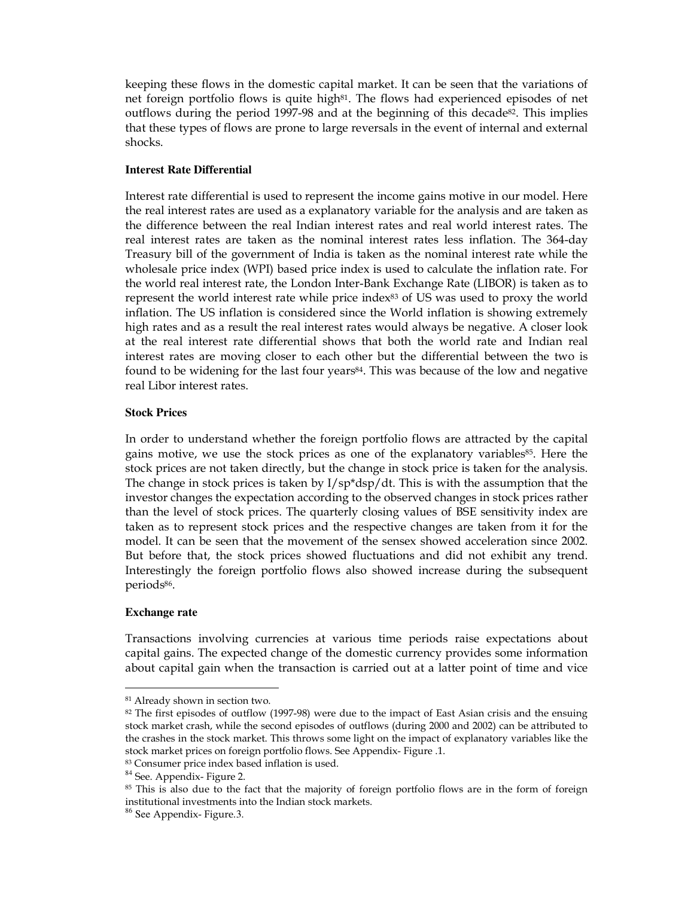keeping these flows in the domestic capital market. It can be seen that the variations of net foreign portfolio flows is quite high[81]. The flows had experienced episodes of net outflows during the period 1997-98 and at the beginning of this decade[82]. This implies that these types of flows are prone to large reversals in the event of internal and external shocks.

**Interest Rate Differential**

Interest rate differential is used to represent the income gains motive in our model. Here the real interest rates are used as a explanatory variable for the analysis and are taken as the difference between the real Indian interest rates and real world interest rates. The real interest rates are taken as the nominal interest rates less inflation. The 364-day Treasury bill of the government of India is taken as the nominal interest rate while the wholesale price index (WPI) based price index is used to calculate the inflation rate. For the world real interest rate, the London Inter-Bank Exchange Rate (LIBOR) is taken as to represent the world interest rate while price index[83] of US was used to proxy the world inflation. The US inflation is considered since the World inflation is showing extremely high rates and as a result the real interest rates would always be negative. A closer look at the real interest rate differential shows that both the world rate and Indian real interest rates are moving closer to each other but the differential between the two is found to be widening for the last four years[84]. This was because of the low and negative real Libor interest rates.

**Stock Prices**

In order to understand whether the foreign portfolio flows are attracted by the capital gains motive, we use the stock prices as one of the explanatory variables[85]. Here the stock prices are not taken directly, but the change in stock price is taken for the analysis. The change in stock prices is taken by I/sp*dsp/dt. This is with the assumption that the investor changes the expectation according to the observed changes in stock prices rather than the level of stock prices. The quarterly closing values of BSE sensitivity index are taken as to represent stock prices and the respective changes are taken from it for the model. It can be seen that the movement of the sensex showed acceleration since 2002. But before that, the stock prices showed fluctuations and did not exhibit any trend. Interestingly the foreign portfolio flows also showed increase during the subsequent periods[86].

**Exchange rate**

Transactions involving currencies at various time periods raise expectations about capital gains. The expected change of the domestic currency provides some information about capital gain when the transaction is carried out at a latter point of time and vice

---

[81] Already shown in section two.

[82] The first episodes of outflow (1997-98) were due to the impact of East Asian crisis and the ensuing stock market crash, while the second episodes of outflows (during 2000 and 2002) can be attributed to the crashes in the stock market. This throws some light on the impact of explanatory variables like the stock market prices on foreign portfolio flows. See Appendix- Figure .1.

[83] Consumer price index based inflation is used.

[84] See. Appendix- Figure 2.

[85] This is also due to the fact that the majority of foreign portfolio flows are in the form of foreign institutional investments into the Indian stock markets.

[86] See Appendix- Figure.3.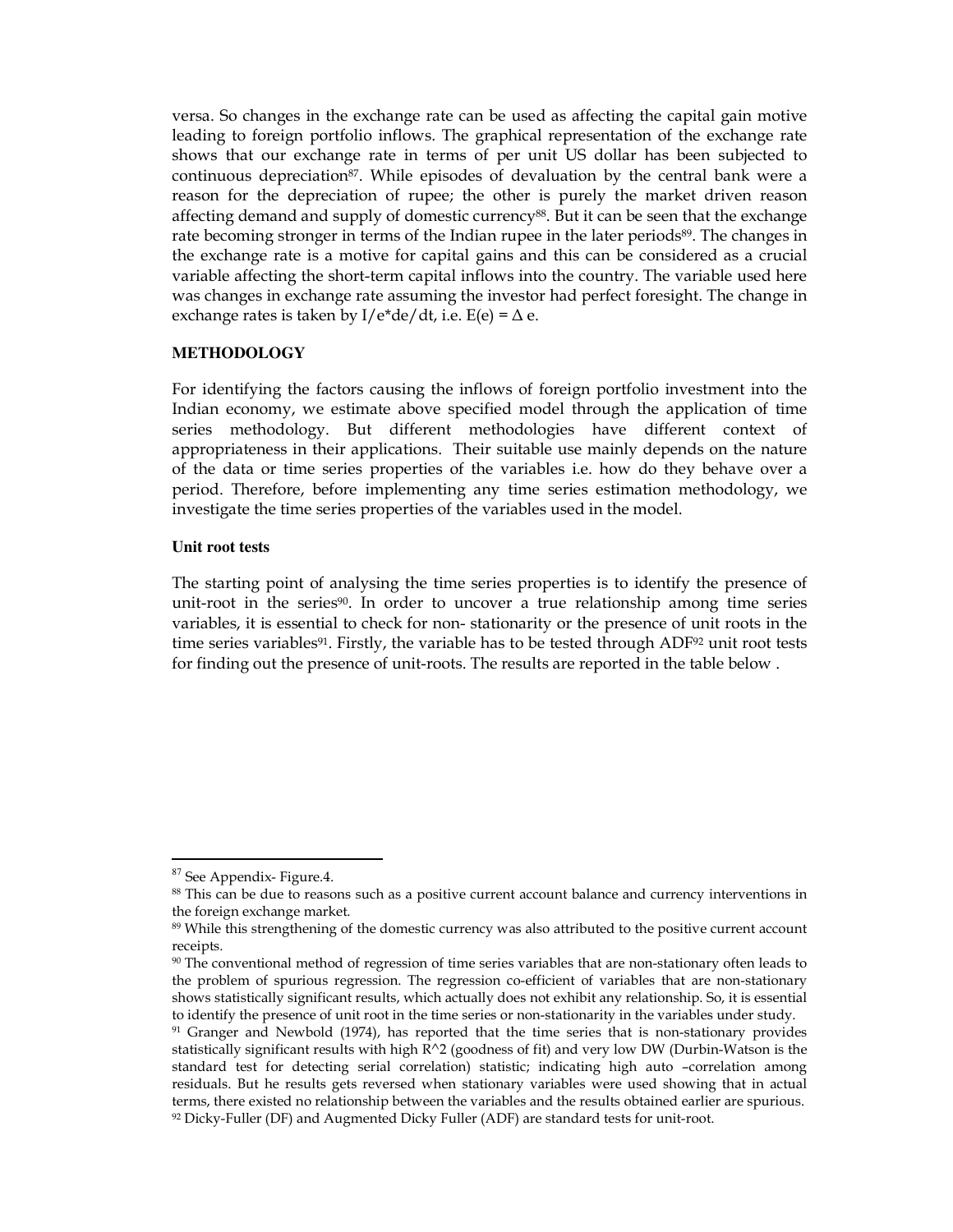versa. So changes in the exchange rate can be used as affecting the capital gain motive leading to foreign portfolio inflows. The graphical representation of the exchange rate shows that our exchange rate in terms of per unit US dollar has been subjected to continuous depreciation[87]. While episodes of devaluation by the central bank were a reason for the depreciation of rupee; the other is purely the market driven reason affecting demand and supply of domestic currency[88]. But it can be seen that the exchange rate becoming stronger in terms of the Indian rupee in the later periods[89]. The changes in the exchange rate is a motive for capital gains and this can be considered as a crucial variable affecting the short-term capital inflows into the country. The variable used here was changes in exchange rate assuming the investor had perfect foresight. The change in exchange rates is taken by $I/e*de/dt$, i.e. $E(e) = \Delta e$.

**METHODOLOGY**

For identifying the factors causing the inflows of foreign portfolio investment into the Indian economy, we estimate above specified model through the application of time series methodology. But different methodologies have different context of appropriateness in their applications. Their suitable use mainly depends on the nature of the data or time series properties of the variables i.e. how do they behave over a period. Therefore, before implementing any time series estimation methodology, we investigate the time series properties of the variables used in the model.

**Unit root tests**

The starting point of analysing the time series properties is to identify the presence of unit-root in the series[90]. In order to uncover a true relationship among time series variables, it is essential to check for non- stationarity or the presence of unit roots in the time series variables[91]. Firstly, the variable has to be tested through ADF[92] unit root tests for finding out the presence of unit-roots. The results are reported in the table below .

---

[87] See Appendix- Figure.4.

[88] This can be due to reasons such as a positive current account balance and currency interventions in the foreign exchange market.

[89] While this strengthening of the domestic currency was also attributed to the positive current account receipts.

[90] The conventional method of regression of time series variables that are non-stationary often leads to the problem of spurious regression. The regression co-efficient of variables that are non-stationary shows statistically significant results, which actually does not exhibit any relationship. So, it is essential to identify the presence of unit root in the time series or non-stationarity in the variables under study.

[91] Granger and Newbold (1974), has reported that the time series that is non-stationary provides statistically significant results with high $R^2$ (goodness of fit) and very low DW (Durbin-Watson is the standard test for detecting serial correlation) statistic; indicating high auto –correlation among residuals. But he results gets reversed when stationary variables were used showing that in actual terms, there existed no relationship between the variables and the results obtained earlier are spurious.

[92] Dicky-Fuller (DF) and Augmented Dicky Fuller (ADF) are standard tests for unit-root.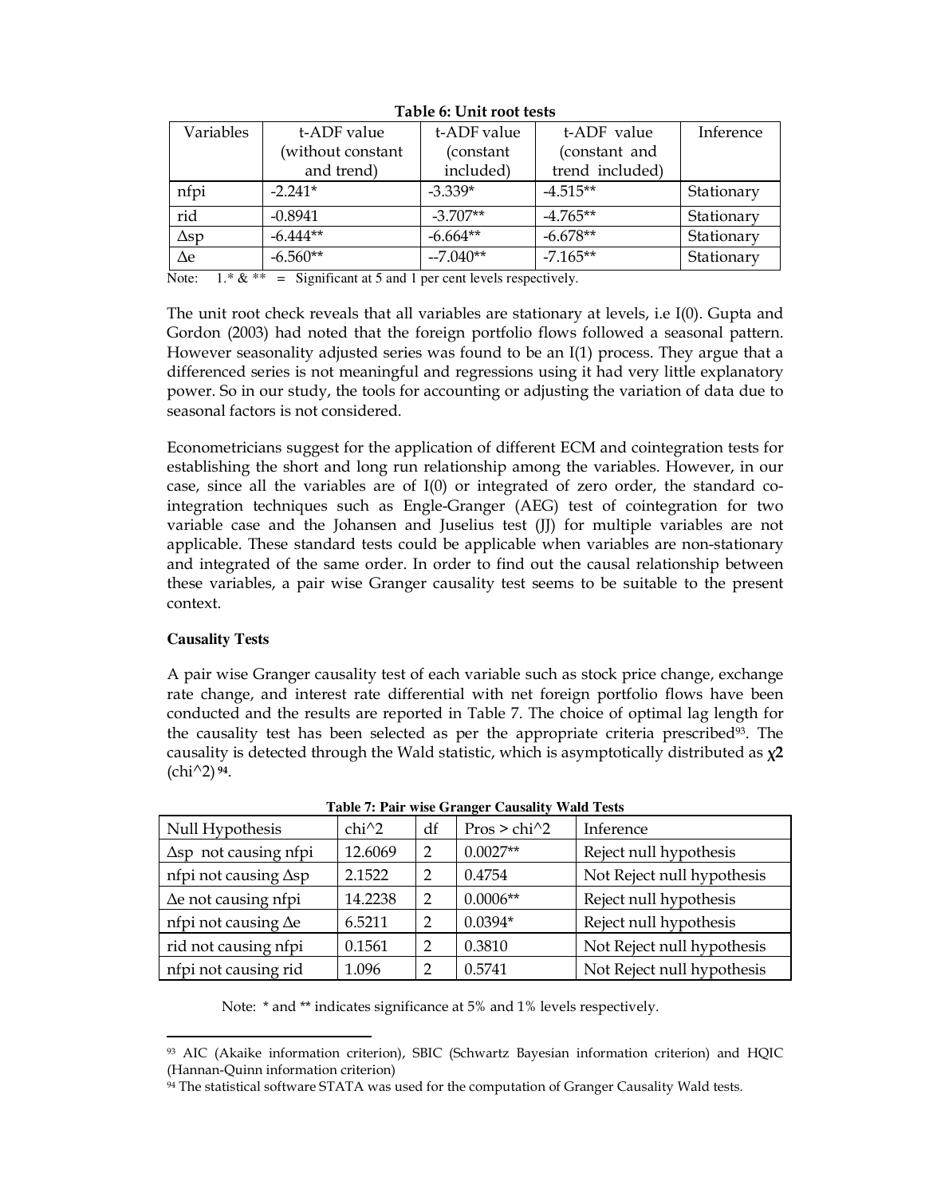**Table 6: Unit root tests**

| Variables | t-ADF value (without constant and trend) | t-ADF value (constant included) | t-ADF value (constant and trend included) | Inference |
|---|---|---|---|---|
| nfpi | -2.241* | -3.339* | -4.515** | Stationary |
| rid | -0.8941 | -3.707** | -4.765** | Stationary |
| Δsp | -6.444** | -6.664** | -6.678** | Stationary |
| Δe | -6.560** | --7.040** | -7.165** | Stationary |

Note: 1.* & ** = Significant at 5 and 1 per cent levels respectively.

The unit root check reveals that all variables are stationary at levels, i.e I(0). Gupta and Gordon (2003) had noted that the foreign portfolio flows followed a seasonal pattern. However seasonality adjusted series was found to be an I(1) process. They argue that a differenced series is not meaningful and regressions using it had very little explanatory power. So in our study, the tools for accounting or adjusting the variation of data due to seasonal factors is not considered.

Econometricians suggest for the application of different ECM and cointegration tests for establishing the short and long run relationship among the variables. However, in our case, since all the variables are of I(0) or integrated of zero order, the standard co-integration techniques such as Engle-Granger (AEG) test of cointegration for two variable case and the Johansen and Juselius test (JJ) for multiple variables are not applicable. These standard tests could be applicable when variables are non-stationary and integrated of the same order. In order to find out the causal relationship between these variables, a pair wise Granger causality test seems to be suitable to the present context.

**Causality Tests**

A pair wise Granger causality test of each variable such as stock price change, exchange rate change, and interest rate differential with net foreign portfolio flows have been conducted and the results are reported in Table 7. The choice of optimal lag length for the causality test has been selected as per the appropriate criteria prescribed[93]. The causality is detected through the Wald statistic, which is asymptotically distributed as $\chi 2$ (chi^2)[94].

**Table 7: Pair wise Granger Causality Wald Tests**

| Null Hypothesis | chi^2 | df | Pros > chi^2 | Inference |
|---|---|---|---|---|
| Δsp not causing nfpi | 12.6069 | 2 | 0.0027** | Reject null hypothesis |
| nfpi not causing Δsp | 2.1522 | 2 | 0.4754 | Not Reject null hypothesis |
| Δe not causing nfpi | 14.2238 | 2 | 0.0006** | Reject null hypothesis |
| nfpi not causing Δe | 6.5211 | 2 | 0.0394* | Reject null hypothesis |
| rid not causing nfpi | 0.1561 | 2 | 0.3810 | Not Reject null hypothesis |
| nfpi not causing rid | 1.096 | 2 | 0.5741 | Not Reject null hypothesis |

Note: * and ** indicates significance at 5% and 1% levels respectively.

---

[93] AIC (Akaike information criterion), SBIC (Schwartz Bayesian information criterion) and HQIC (Hannan-Quinn information criterion)

[94] The statistical software STATA was used for the computation of Granger Causality Wald tests.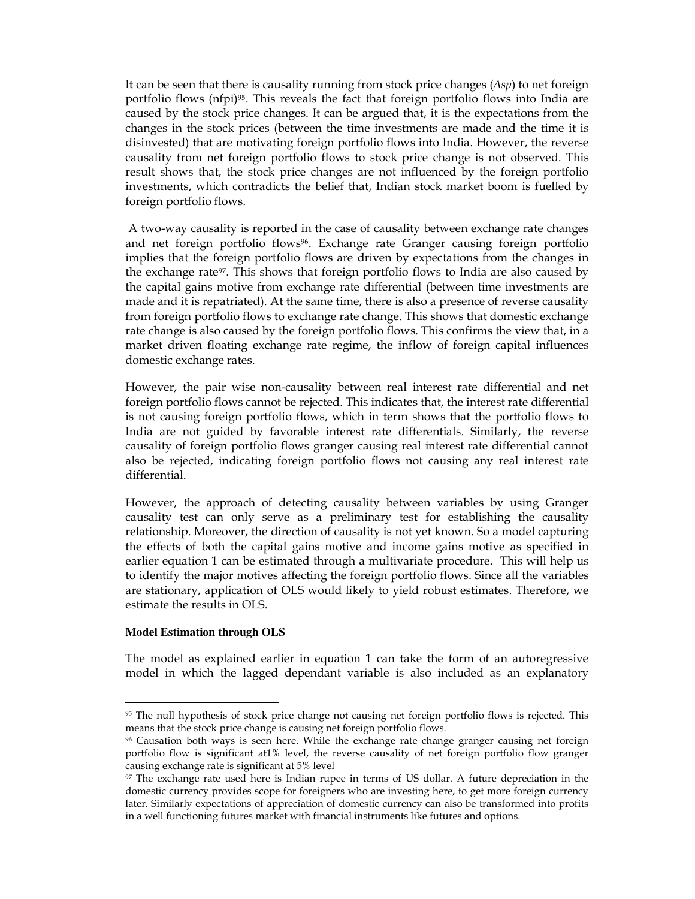It can be seen that there is causality running from stock price changes ($\Delta sp$) to net foreign portfolio flows (nfpi)[95]. This reveals the fact that foreign portfolio flows into India are caused by the stock price changes. It can be argued that, it is the expectations from the changes in the stock prices (between the time investments are made and the time it is disinvested) that are motivating foreign portfolio flows into India. However, the reverse causality from net foreign portfolio flows to stock price change is not observed. This result shows that, the stock price changes are not influenced by the foreign portfolio investments, which contradicts the belief that, Indian stock market boom is fuelled by foreign portfolio flows.

A two-way causality is reported in the case of causality between exchange rate changes and net foreign portfolio flows[96]. Exchange rate Granger causing foreign portfolio implies that the foreign portfolio flows are driven by expectations from the changes in the exchange rate[97]. This shows that foreign portfolio flows to India are also caused by the capital gains motive from exchange rate differential (between time investments are made and it is repatriated). At the same time, there is also a presence of reverse causality from foreign portfolio flows to exchange rate change. This shows that domestic exchange rate change is also caused by the foreign portfolio flows. This confirms the view that, in a market driven floating exchange rate regime, the inflow of foreign capital influences domestic exchange rates.

However, the pair wise non-causality between real interest rate differential and net foreign portfolio flows cannot be rejected. This indicates that, the interest rate differential is not causing foreign portfolio flows, which in term shows that the portfolio flows to India are not guided by favorable interest rate differentials. Similarly, the reverse causality of foreign portfolio flows granger causing real interest rate differential cannot also be rejected, indicating foreign portfolio flows not causing any real interest rate differential.

However, the approach of detecting causality between variables by using Granger causality test can only serve as a preliminary test for establishing the causality relationship. Moreover, the direction of causality is not yet known. So a model capturing the effects of both the capital gains motive and income gains motive as specified in earlier equation 1 can be estimated through a multivariate procedure. This will help us to identify the major motives affecting the foreign portfolio flows. Since all the variables are stationary, application of OLS would likely to yield robust estimates. Therefore, we estimate the results in OLS.

**Model Estimation through OLS**

The model as explained earlier in equation 1 can take the form of an autoregressive model in which the lagged dependant variable is also included as an explanatory

---

[95] The null hypothesis of stock price change not causing net foreign portfolio flows is rejected. This means that the stock price change is causing net foreign portfolio flows.

[96] Causation both ways is seen here. While the exchange rate change granger causing net foreign portfolio flow is significant at1% level, the reverse causality of net foreign portfolio flow granger causing exchange rate is significant at 5% level

[97] The exchange rate used here is Indian rupee in terms of US dollar. A future depreciation in the domestic currency provides scope for foreigners who are investing here, to get more foreign currency later. Similarly expectations of appreciation of domestic currency can also be transformed into profits in a well functioning futures market with financial instruments like futures and options.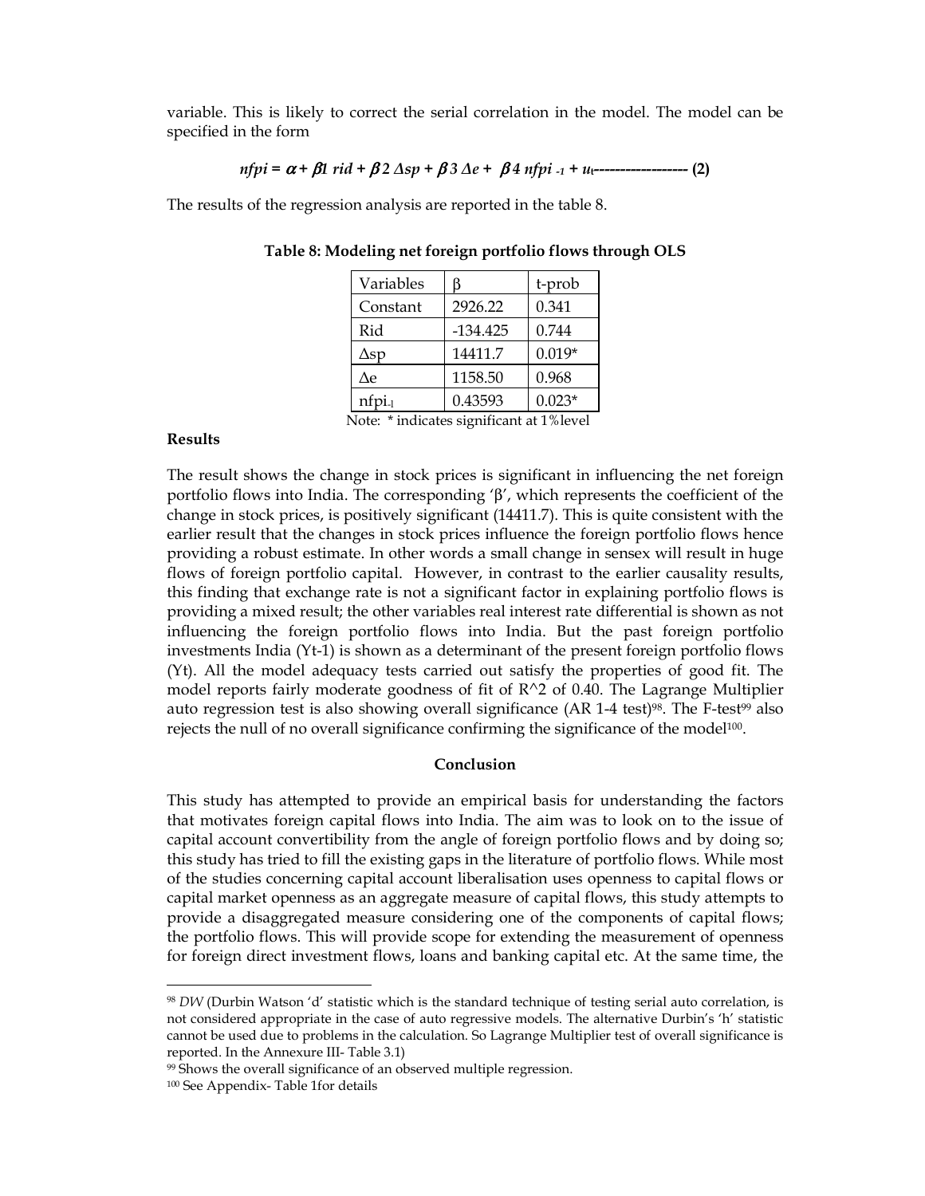variable. This is likely to correct the serial correlation in the model. The model can be specified in the form

$$nfpi = \alpha + \beta 1\ rid + \beta 2\ \Delta sp + \beta 3\ \Delta e + \ \beta 4\ nfpi_{-1} + u_t \text{------------------ (2)}$$

The results of the regression analysis are reported in the table 8.

**Table 8: Modeling net foreign portfolio flows through OLS**

| Variables | β | t-prob |
|---|---|---|
| Constant | 2926.22 | 0.341 |
| Rid | -134.425 | 0.744 |
| $\Delta$sp | 14411.7 | 0.019* |
| $\Delta$e | 1158.50 | 0.968 |
| $nfpi_{-1}$ | 0.43593 | 0.023* |

Note: * indicates significant at 1%level

**Results**

The result shows the change in stock prices is significant in influencing the net foreign portfolio flows into India. The corresponding 'β', which represents the coefficient of the change in stock prices, is positively significant (14411.7). This is quite consistent with the earlier result that the changes in stock prices influence the foreign portfolio flows hence providing a robust estimate. In other words a small change in sensex will result in huge flows of foreign portfolio capital. However, in contrast to the earlier causality results, this finding that exchange rate is not a significant factor in explaining portfolio flows is providing a mixed result; the other variables real interest rate differential is shown as not influencing the foreign portfolio flows into India. But the past foreign portfolio investments India ($Y_{t-1}$) is shown as a determinant of the present foreign portfolio flows ($Y_t$). All the model adequacy tests carried out satisfy the properties of good fit. The model reports fairly moderate goodness of fit of R^2 of 0.40. The Lagrange Multiplier auto regression test is also showing overall significance (AR 1-4 test)[98]. The F-test[99] also rejects the null of no overall significance confirming the significance of the model[100].

## Conclusion

This study has attempted to provide an empirical basis for understanding the factors that motivates foreign capital flows into India. The aim was to look on to the issue of capital account convertibility from the angle of foreign portfolio flows and by doing so; this study has tried to fill the existing gaps in the literature of portfolio flows. While most of the studies concerning capital account liberalisation uses openness to capital flows or capital market openness as an aggregate measure of capital flows, this study attempts to provide a disaggregated measure considering one of the components of capital flows; the portfolio flows. This will provide scope for extending the measurement of openness for foreign direct investment flows, loans and banking capital etc. At the same time, the

---

[98] *DW* (Durbin Watson 'd' statistic which is the standard technique of testing serial auto correlation, is not considered appropriate in the case of auto regressive models. The alternative Durbin's 'h' statistic cannot be used due to problems in the calculation. So Lagrange Multiplier test of overall significance is reported. In the Annexure III- Table 3.1)

[99] Shows the overall significance of an observed multiple regression.

[100] See Appendix- Table 1for details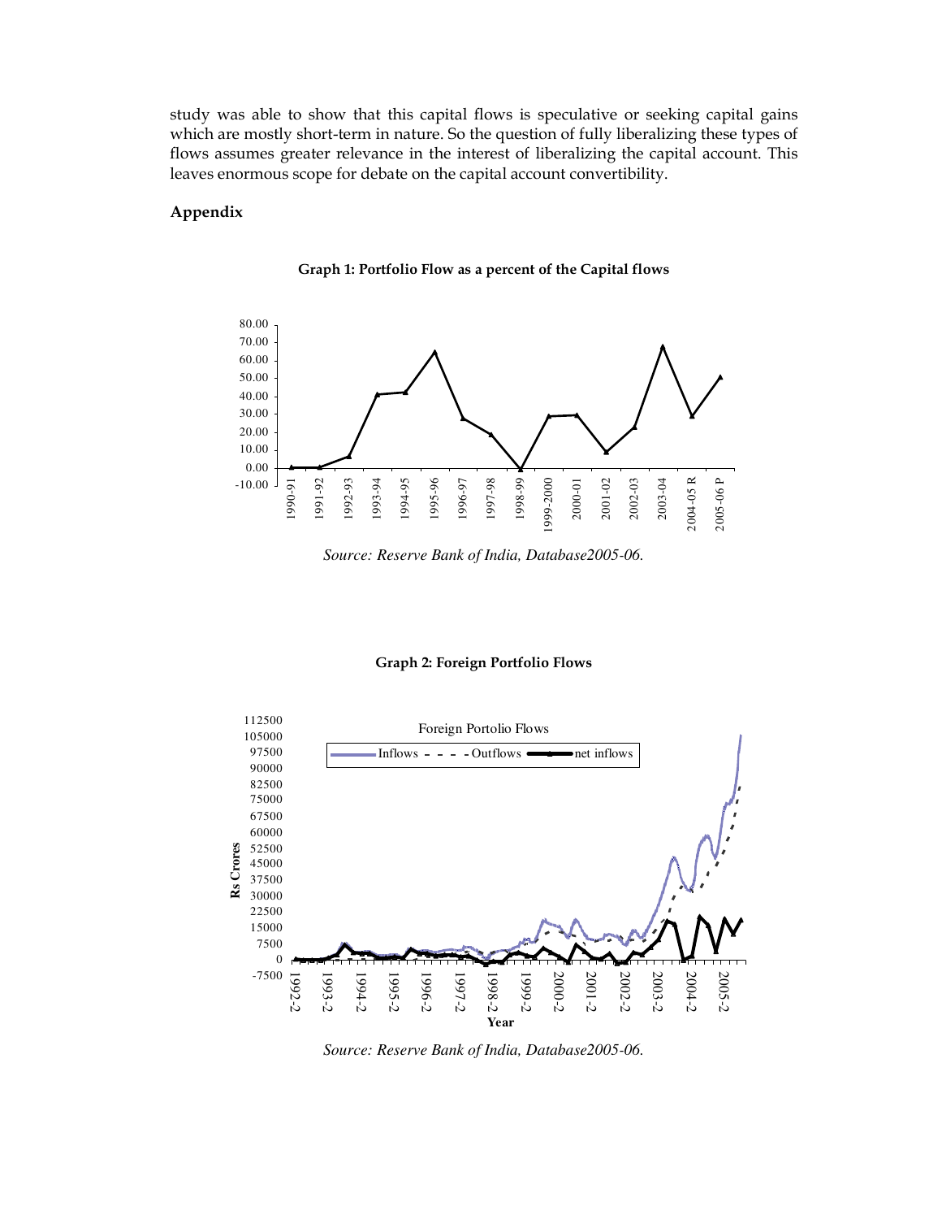study was able to show that this capital flows is speculative or seeking capital gains which are mostly short-term in nature. So the question of fully liberalizing these types of flows assumes greater relevance in the interest of liberalizing the capital account. This leaves enormous scope for debate on the capital account convertibility.

## Appendix

**Graph 1: Portfolio Flow as a percent of the Capital flows**

*Source: Reserve Bank of India, Database2005-06.*

**Graph 2: Foreign Portfolio Flows**

*Source: Reserve Bank of India, Database2005-06.*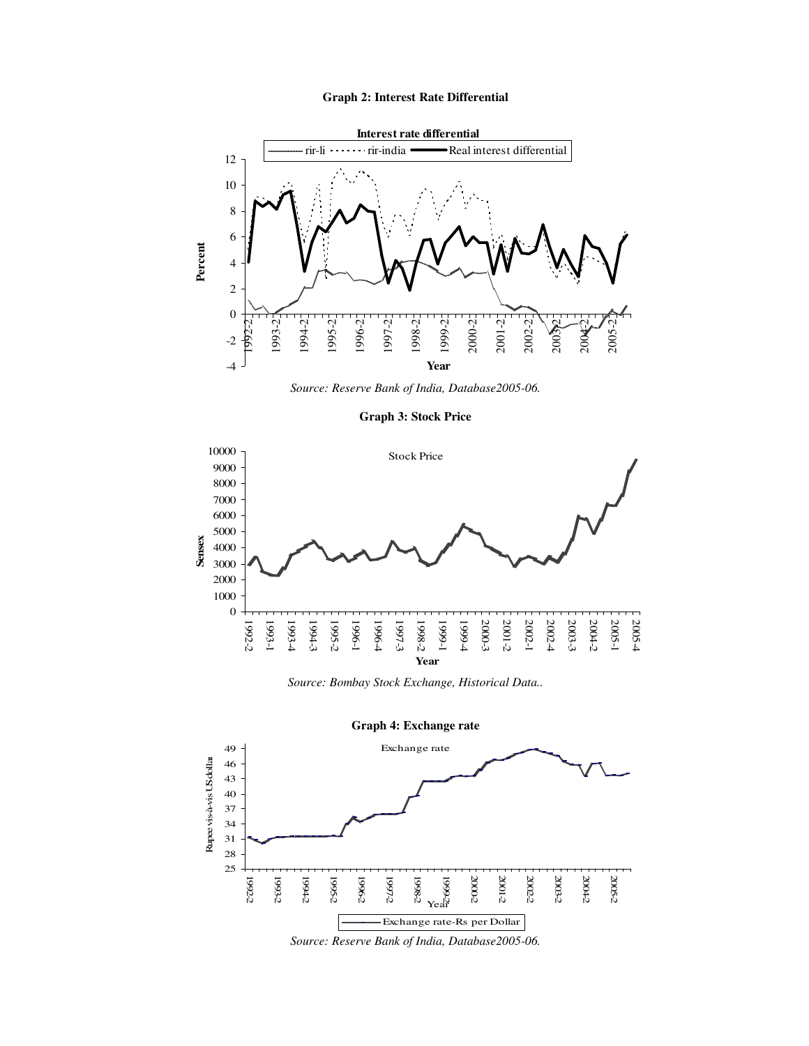**Graph 2: Interest Rate Differential**

*Source: Reserve Bank of India, Database2005-06.*

**Graph 3: Stock Price**

*Source: Bombay Stock Exchange, Historical Data..*

**Graph 4: Exchange rate**

*Source: Reserve Bank of India, Database2005-06.*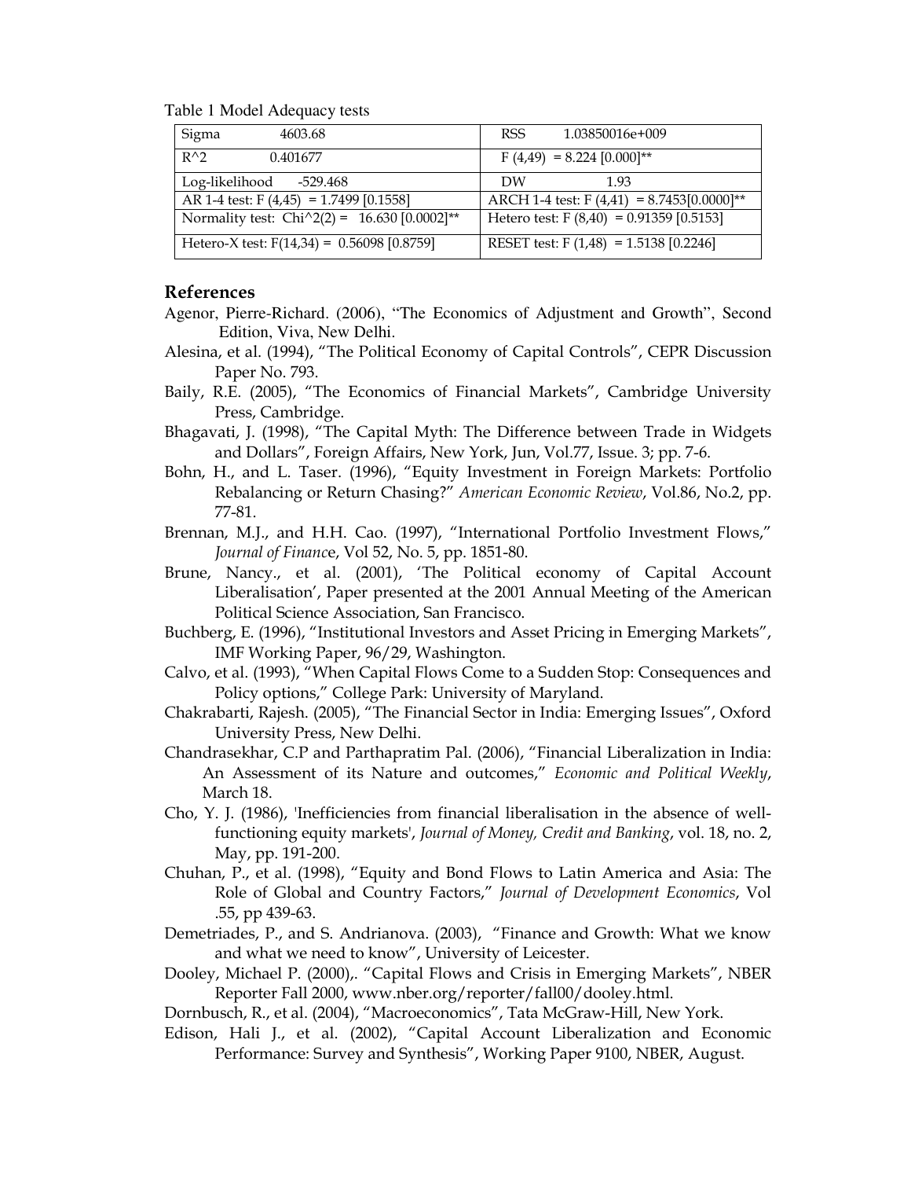Table 1 Model Adequacy tests

| | |
|---|---|
| Sigma 4603.68 | RSS 1.03850016e+009 |
| $R^2$ 0.401677 | F (4,49) = 8.224 [0.000]** |
| Log-likelihood -529.468 | DW 1.93 |
| AR 1-4 test: F (4,45) = 1.7499 [0.1558] | ARCH 1-4 test: F (4,41) = 8.7453[0.0000]** |
| Normality test: $Chi^2(2)$ = 16.630 [0.0002]** | Hetero test: F (8,40) = 0.91359 [0.5153] |
| Hetero-X test: F(14,34) = 0.56098 [0.8759] | RESET test: F (1,48) = 1.5138 [0.2246] |

## References

Agenor, Pierre-Richard. (2006), "The Economics of Adjustment and Growth", Second Edition, Viva, New Delhi.

Alesina, et al. (1994), "The Political Economy of Capital Controls", CEPR Discussion Paper No. 793.

Baily, R.E. (2005), "The Economics of Financial Markets", Cambridge University Press, Cambridge.

Bhagavati, J. (1998), "The Capital Myth: The Difference between Trade in Widgets and Dollars", Foreign Affairs, New York, Jun, Vol.77, Issue. 3; pp. 7-6.

Bohn, H., and L. Taser. (1996), "Equity Investment in Foreign Markets: Portfolio Rebalancing or Return Chasing?" *American Economic Review*, Vol.86, No.2, pp. 77-81.

Brennan, M.J., and H.H. Cao. (1997), "International Portfolio Investment Flows," *Journal of Financ*e, Vol 52, No. 5, pp. 1851-80.

Brune, Nancy., et al. (2001), 'The Political economy of Capital Account Liberalisation', Paper presented at the 2001 Annual Meeting of the American Political Science Association, San Francisco.

Buchberg, E. (1996), "Institutional Investors and Asset Pricing in Emerging Markets", IMF Working Paper, 96/29, Washington.

Calvo, et al. (1993), "When Capital Flows Come to a Sudden Stop: Consequences and Policy options," College Park: University of Maryland.

Chakrabarti, Rajesh. (2005), "The Financial Sector in India: Emerging Issues", Oxford University Press, New Delhi.

Chandrasekhar, C.P and Parthapratim Pal. (2006), "Financial Liberalization in India: An Assessment of its Nature and outcomes," *Economic and Political Weekly*, March 18.

Cho, Y. J. (1986), 'Inefficiencies from financial liberalisation in the absence of well-functioning equity markets', *Journal of Money, Credit and Banking*, vol. 18, no. 2, May, pp. 191-200.

Chuhan, P., et al. (1998), "Equity and Bond Flows to Latin America and Asia: The Role of Global and Country Factors," *Journal of Development Economics*, Vol .55, pp 439-63.

Demetriades, P., and S. Andrianova. (2003), "Finance and Growth: What we know and what we need to know", University of Leicester.

Dooley, Michael P. (2000),. "Capital Flows and Crisis in Emerging Markets", NBER Reporter Fall 2000, www.nber.org/reporter/fall00/dooley.html.

Dornbusch, R., et al. (2004), "Macroeconomics", Tata McGraw-Hill, New York.

Edison, Hali J., et al. (2002), "Capital Account Liberalization and Economic Performance: Survey and Synthesis", Working Paper 9100, NBER, August.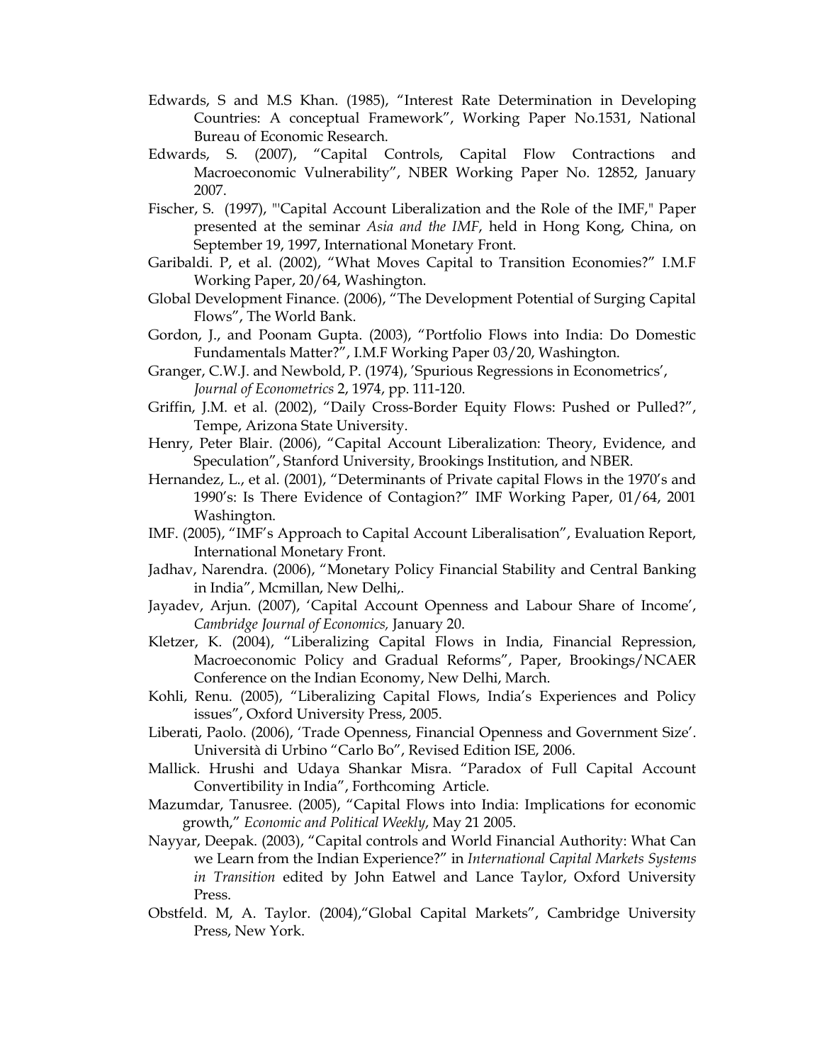Edwards, S and M.S Khan. (1985), "Interest Rate Determination in Developing Countries: A conceptual Framework", Working Paper No.1531, National Bureau of Economic Research.

Edwards, S. (2007), "Capital Controls, Capital Flow Contractions and Macroeconomic Vulnerability", NBER Working Paper No. 12852, January 2007.

Fischer, S. (1997), "'Capital Account Liberalization and the Role of the IMF," Paper presented at the seminar *Asia and the IMF*, held in Hong Kong, China, on September 19, 1997, International Monetary Front.

Garibaldi. P, et al. (2002), "What Moves Capital to Transition Economies?" I.M.F Working Paper, 20/64, Washington.

Global Development Finance. (2006), "The Development Potential of Surging Capital Flows", The World Bank.

Gordon, J., and Poonam Gupta. (2003), "Portfolio Flows into India: Do Domestic Fundamentals Matter?", I.M.F Working Paper 03/20, Washington.

Granger, C.W.J. and Newbold, P. (1974), 'Spurious Regressions in Econometrics', *Journal of Econometrics* 2, 1974, pp. 111-120.

Griffin, J.M. et al. (2002), "Daily Cross-Border Equity Flows: Pushed or Pulled?", Tempe, Arizona State University.

Henry, Peter Blair. (2006), "Capital Account Liberalization: Theory, Evidence, and Speculation", Stanford University, Brookings Institution, and NBER.

Hernandez, L., et al. (2001), "Determinants of Private capital Flows in the 1970's and 1990's: Is There Evidence of Contagion?" IMF Working Paper, 01/64, 2001 Washington.

IMF. (2005), "IMF's Approach to Capital Account Liberalisation", Evaluation Report, International Monetary Front.

Jadhav, Narendra. (2006), "Monetary Policy Financial Stability and Central Banking in India", Mcmillan, New Delhi,.

Jayadev, Arjun. (2007), 'Capital Account Openness and Labour Share of Income', *Cambridge Journal of Economics,* January 20.

Kletzer, K. (2004), "Liberalizing Capital Flows in India, Financial Repression, Macroeconomic Policy and Gradual Reforms", Paper, Brookings/NCAER Conference on the Indian Economy, New Delhi, March.

Kohli, Renu. (2005), "Liberalizing Capital Flows, India's Experiences and Policy issues", Oxford University Press, 2005.

Liberati, Paolo. (2006), 'Trade Openness, Financial Openness and Government Size'. Università di Urbino "Carlo Bo", Revised Edition ISE, 2006.

Mallick. Hrushi and Udaya Shankar Misra. "Paradox of Full Capital Account Convertibility in India", Forthcoming Article.

Mazumdar, Tanusree. (2005), "Capital Flows into India: Implications for economic growth," *Economic and Political Weekly*, May 21 2005.

Nayyar, Deepak. (2003), "Capital controls and World Financial Authority: What Can we Learn from the Indian Experience?" in *International Capital Markets Systems in Transition* edited by John Eatwel and Lance Taylor, Oxford University Press.

Obstfeld. M, A. Taylor. (2004),"Global Capital Markets", Cambridge University Press, New York.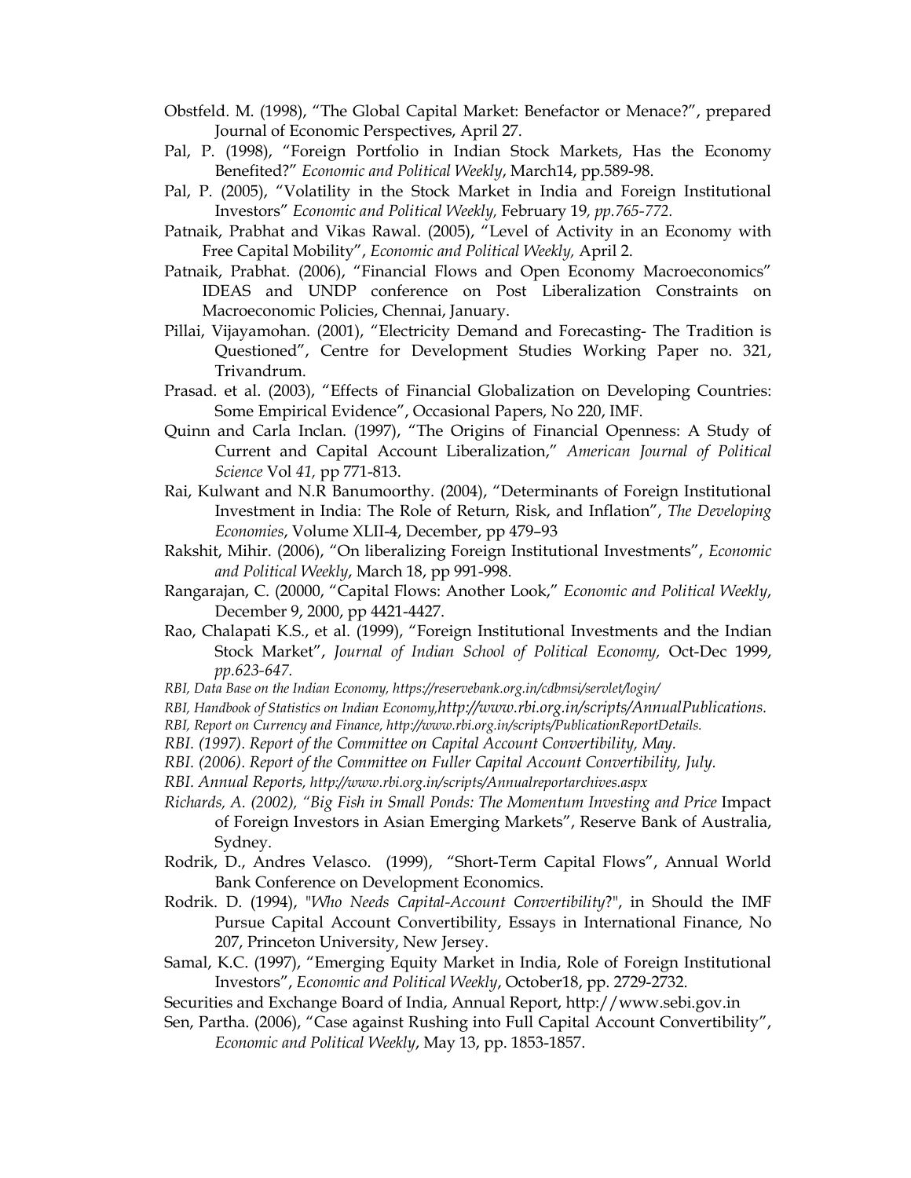Obstfeld. M. (1998), "The Global Capital Market: Benefactor or Menace?", prepared Journal of Economic Perspectives, April 27.

Pal, P. (1998), "Foreign Portfolio in Indian Stock Markets, Has the Economy Benefited?" *Economic and Political Weekly*, March14, pp.589-98.

Pal, P. (2005), "Volatility in the Stock Market in India and Foreign Institutional Investors" *Economic and Political Weekly,* February 19*, pp.765-772.*

Patnaik, Prabhat and Vikas Rawal. (2005), "Level of Activity in an Economy with Free Capital Mobility", *Economic and Political Weekly,* April 2.

Patnaik, Prabhat. (2006), "Financial Flows and Open Economy Macroeconomics" IDEAS and UNDP conference on Post Liberalization Constraints on Macroeconomic Policies, Chennai, January.

Pillai, Vijayamohan. (2001), "Electricity Demand and Forecasting- The Tradition is Questioned", Centre for Development Studies Working Paper no. 321, Trivandrum.

Prasad. et al. (2003), "Effects of Financial Globalization on Developing Countries: Some Empirical Evidence", Occasional Papers, No 220, IMF.

Quinn and Carla Inclan. (1997), "The Origins of Financial Openness: A Study of Current and Capital Account Liberalization," *American Journal of Political Science* Vol *41,* pp 771-813.

Rai, Kulwant and N.R Banumoorthy. (2004), "Determinants of Foreign Institutional Investment in India: The Role of Return, Risk, and Inflation", *The Developing Economies*, Volume XLII-4, December, pp 479–93

Rakshit, Mihir. (2006), "On liberalizing Foreign Institutional Investments", *Economic and Political Weekly*, March 18, pp 991-998.

Rangarajan, C. (20000, "Capital Flows: Another Look," *Economic and Political Weekly*, December 9, 2000, pp 4421-4427.

Rao, Chalapati K.S., et al. (1999), "Foreign Institutional Investments and the Indian Stock Market", *Journal of Indian School of Political Economy,* Oct-Dec 1999, *pp.623-647.*

*RBI, Data Base on the Indian Economy, https://reservebank.org.in/cdbmsi/servlet/login/*

*RBI, Handbook of Statistics on Indian Economy,http://www.rbi.org.in/scripts/AnnualPublications.*

*RBI, Report on Currency and Finance, http://www.rbi.org.in/scripts/PublicationReportDetails.*

*RBI. (1997). Report of the Committee on Capital Account Convertibility, May.*

*RBI. (2006). Report of the Committee on Fuller Capital Account Convertibility, July.*

*RBI. Annual Reports, http://www.rbi.org.in/scripts/Annualreportarchives.aspx*

*Richards, A. (2002), "Big Fish in Small Ponds: The Momentum Investing and Price* Impact of Foreign Investors in Asian Emerging Markets", Reserve Bank of Australia, Sydney.

Rodrik, D., Andres Velasco. (1999), "Short-Term Capital Flows", Annual World Bank Conference on Development Economics.

Rodrik. D. (1994), "*Who Needs Capital-Account Convertibility*?", in Should the IMF Pursue Capital Account Convertibility, Essays in International Finance, No 207, Princeton University, New Jersey.

Samal, K.C. (1997), "Emerging Equity Market in India, Role of Foreign Institutional Investors", *Economic and Political Weekly*, October18, pp. 2729-2732.

Securities and Exchange Board of India, Annual Report, http://www.sebi.gov.in

Sen, Partha. (2006), "Case against Rushing into Full Capital Account Convertibility", *Economic and Political Weekly*, May 13, pp. 1853-1857.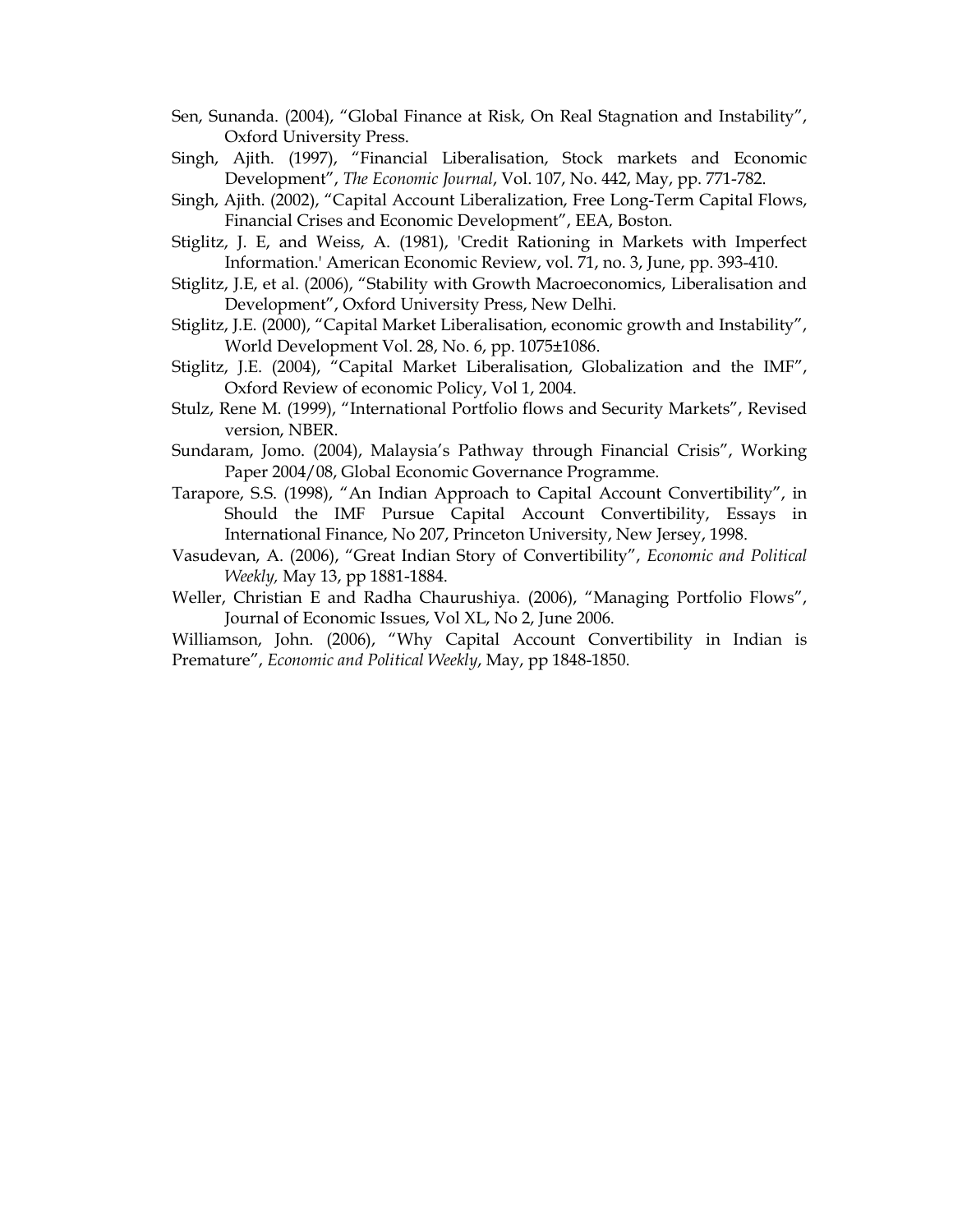Sen, Sunanda. (2004), "Global Finance at Risk, On Real Stagnation and Instability", Oxford University Press.

Singh, Ajith. (1997), "Financial Liberalisation, Stock markets and Economic Development", *The Economic Journal*, Vol. 107, No. 442, May, pp. 771-782.

Singh, Ajith. (2002), "Capital Account Liberalization, Free Long-Term Capital Flows, Financial Crises and Economic Development", EEA, Boston.

Stiglitz, J. E, and Weiss, A. (1981), 'Credit Rationing in Markets with Imperfect Information.' American Economic Review, vol. 71, no. 3, June, pp. 393-410.

Stiglitz, J.E, et al. (2006), "Stability with Growth Macroeconomics, Liberalisation and Development", Oxford University Press, New Delhi.

Stiglitz, J.E. (2000), "Capital Market Liberalisation, economic growth and Instability", World Development Vol. 28, No. 6, pp. 1075±1086.

Stiglitz, J.E. (2004), "Capital Market Liberalisation, Globalization and the IMF", Oxford Review of economic Policy, Vol 1, 2004.

Stulz, Rene M. (1999), "International Portfolio flows and Security Markets", Revised version, NBER.

Sundaram, Jomo. (2004), Malaysia's Pathway through Financial Crisis", Working Paper 2004/08, Global Economic Governance Programme.

Tarapore, S.S. (1998), "An Indian Approach to Capital Account Convertibility", in Should the IMF Pursue Capital Account Convertibility, Essays in International Finance, No 207, Princeton University, New Jersey, 1998.

Vasudevan, A. (2006), "Great Indian Story of Convertibility", *Economic and Political Weekly,* May 13, pp 1881-1884.

Weller, Christian E and Radha Chaurushiya. (2006), "Managing Portfolio Flows", Journal of Economic Issues, Vol XL, No 2, June 2006.

Williamson, John. (2006), "Why Capital Account Convertibility in Indian is Premature", *Economic and Political Weekly*, May, pp 1848-1850.